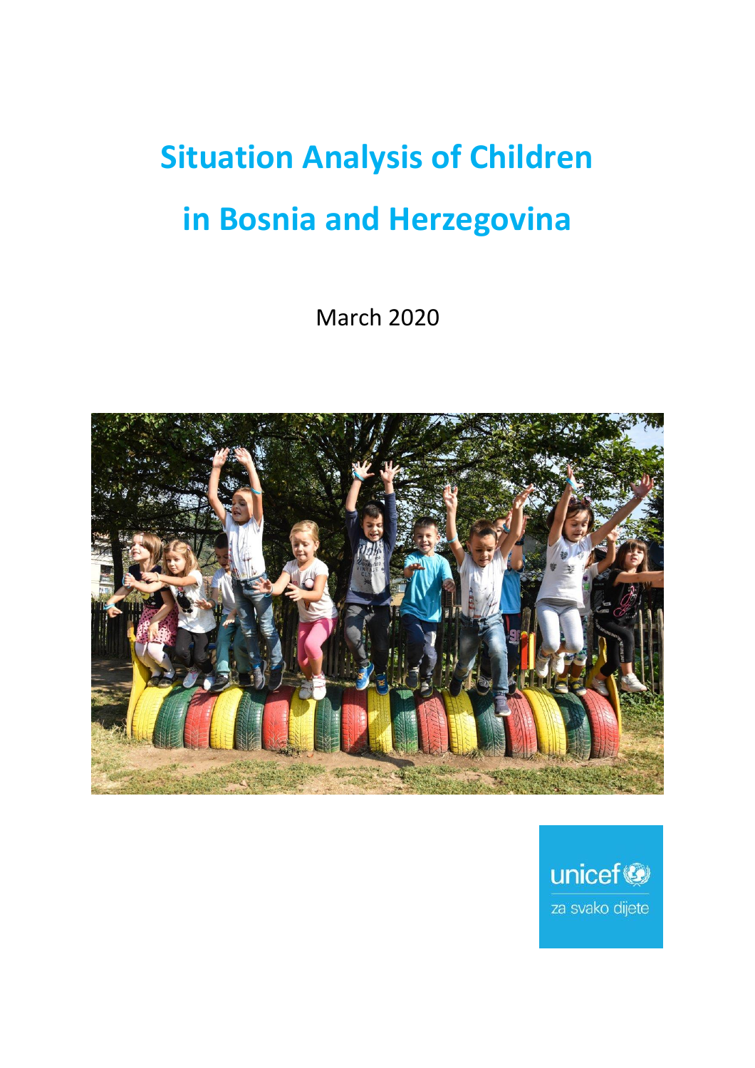# Situation Analysis of Children in Bosnia and Herzegovina

March 2020

unicef

za svako dijete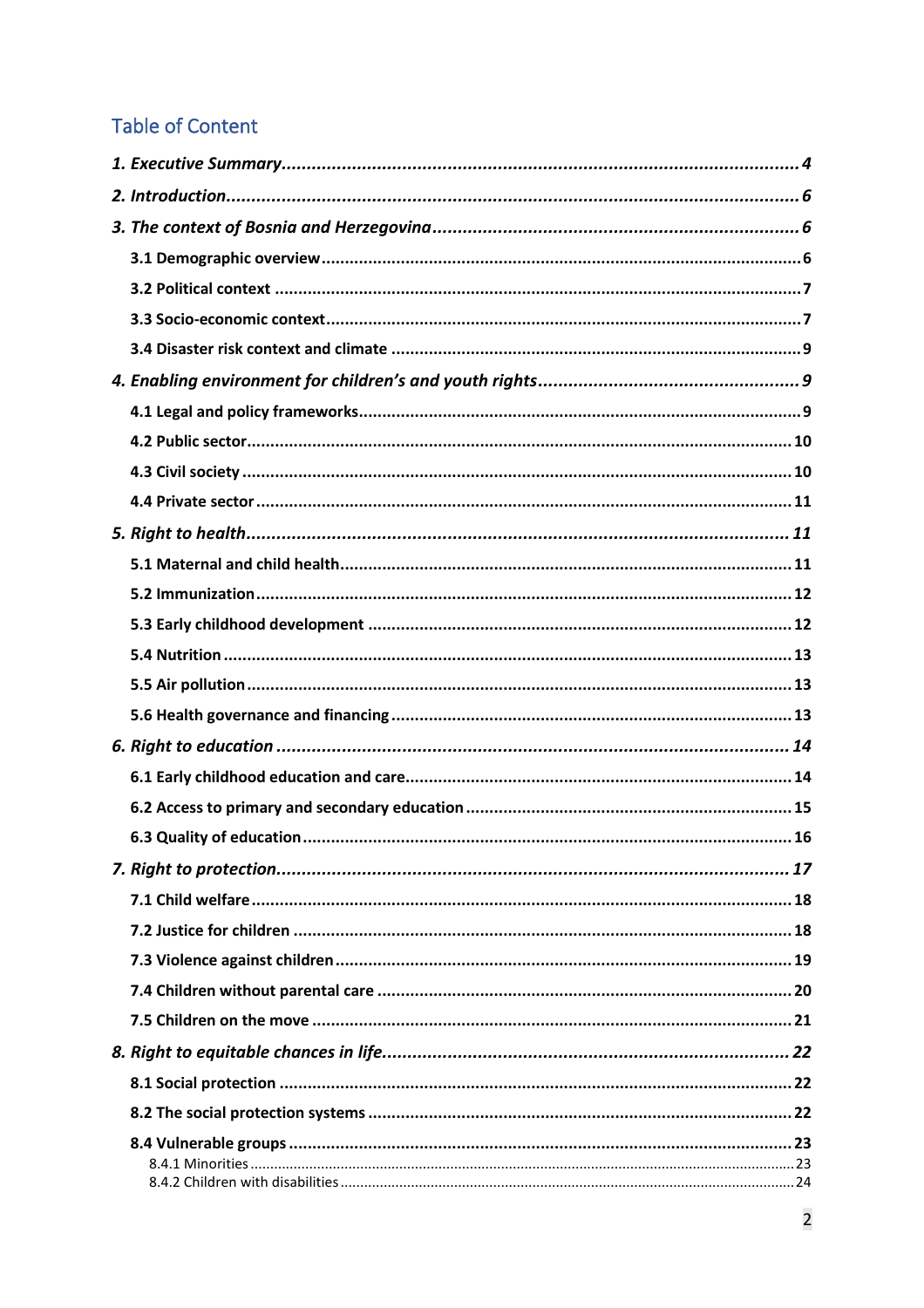# Table of Content

*1. Executive Summary* ..... *4*

*2. Introduction* ..... *6*

*3. The context of Bosnia and Herzegovina* ..... *6*

- **3.1 Demographic overview** ..... 6
- **3.2 Political context** ..... 7
- **3.3 Socio-economic context** ..... 7
- **3.4 Disaster risk context and climate** ..... 9

*4. Enabling environment for children's and youth rights* ..... *9*

- **4.1 Legal and policy frameworks** ..... 9
- **4.2 Public sector** ..... 10
- **4.3 Civil society** ..... 10
- **4.4 Private sector** ..... 11

*5. Right to health* ..... *11*

- **5.1 Maternal and child health** ..... 11
- **5.2 Immunization** ..... 12
- **5.3 Early childhood development** ..... 12
- **5.4 Nutrition** ..... 13
- **5.5 Air pollution** ..... 13
- **5.6 Health governance and financing** ..... 13

*6. Right to education* ..... *14*

- **6.1 Early childhood education and care** ..... 14
- **6.2 Access to primary and secondary education** ..... 15
- **6.3 Quality of education** ..... 16

*7. Right to protection* ..... *17*

- **7.1 Child welfare** ..... 18
- **7.2 Justice for children** ..... 18
- **7.3 Violence against children** ..... 19
- **7.4 Children without parental care** ..... 20
- **7.5 Children on the move** ..... 21

*8. Right to equitable chances in life* ..... *22*

- **8.1 Social protection** ..... 22
- **8.2 The social protection systems** ..... 22
- **8.4 Vulnerable groups** ..... 23
  - 8.4.1 Minorities ..... 23
  - 8.4.2 Children with disabilities ..... 24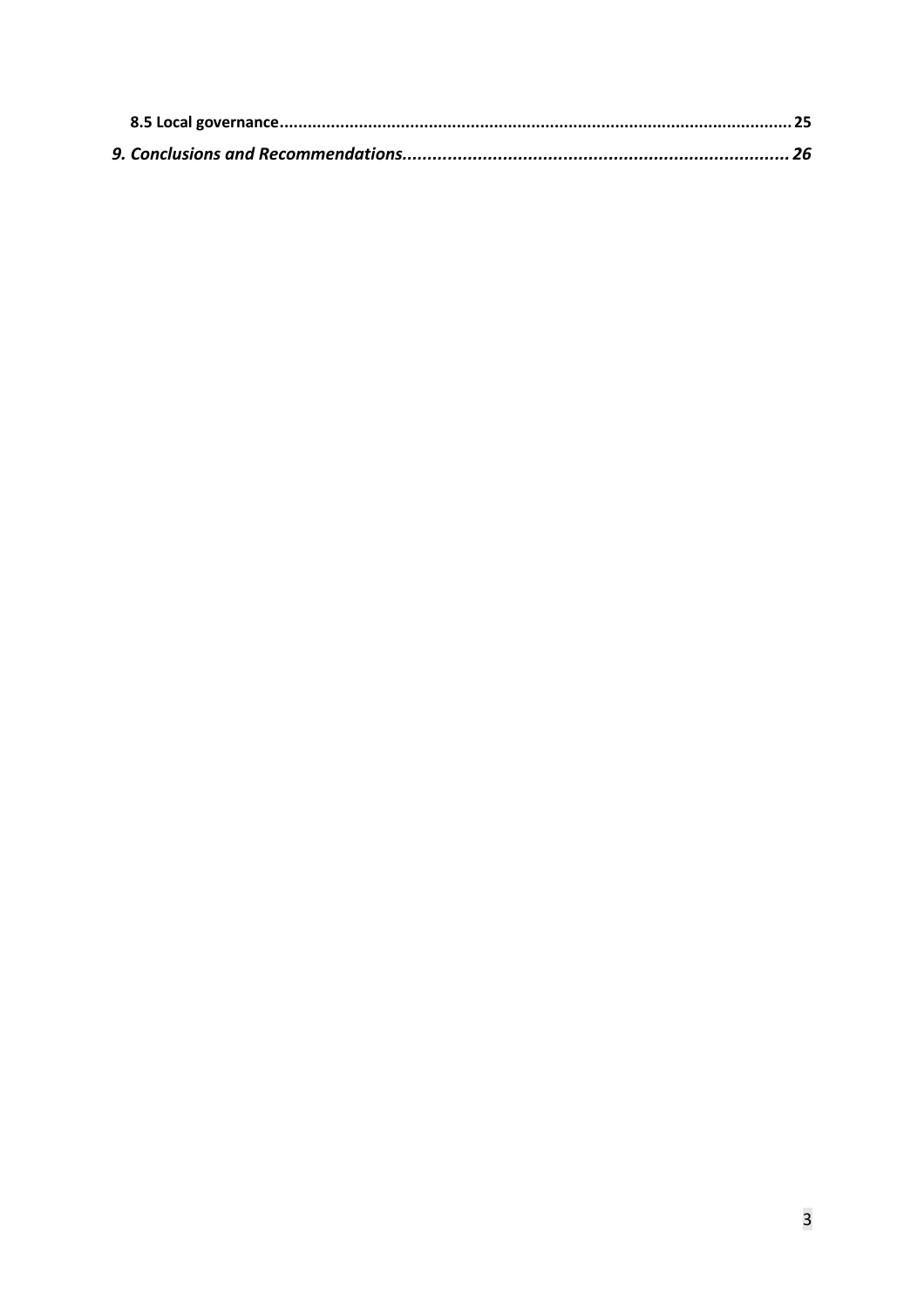**8.5 Local governance............................................................................................................25**

***9. Conclusions and Recommendations..............................................................................26***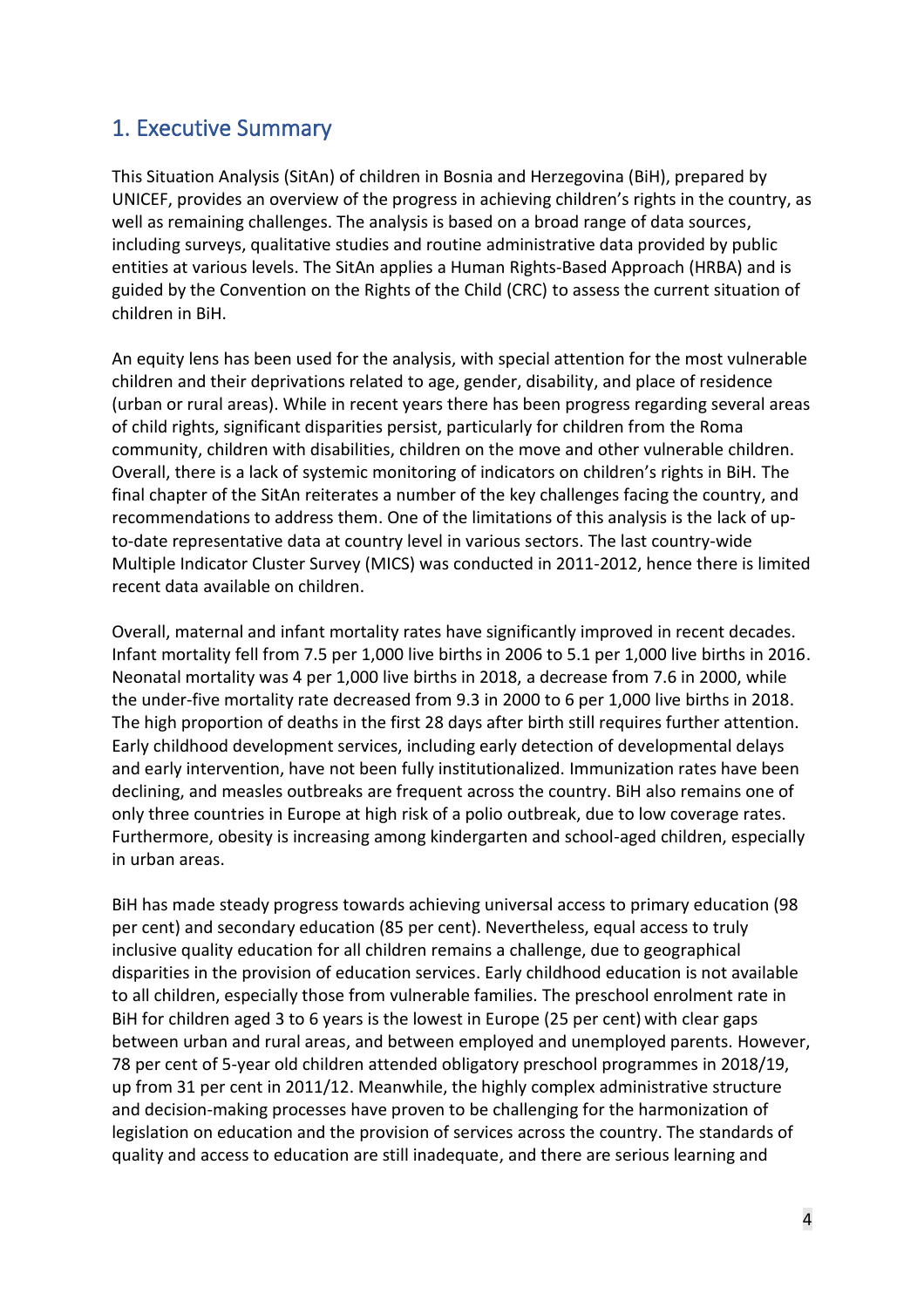# 1. Executive Summary

This Situation Analysis (SitAn) of children in Bosnia and Herzegovina (BiH), prepared by UNICEF, provides an overview of the progress in achieving children's rights in the country, as well as remaining challenges. The analysis is based on a broad range of data sources, including surveys, qualitative studies and routine administrative data provided by public entities at various levels. The SitAn applies a Human Rights-Based Approach (HRBA) and is guided by the Convention on the Rights of the Child (CRC) to assess the current situation of children in BiH.

An equity lens has been used for the analysis, with special attention for the most vulnerable children and their deprivations related to age, gender, disability, and place of residence (urban or rural areas). While in recent years there has been progress regarding several areas of child rights, significant disparities persist, particularly for children from the Roma community, children with disabilities, children on the move and other vulnerable children. Overall, there is a lack of systemic monitoring of indicators on children's rights in BiH. The final chapter of the SitAn reiterates a number of the key challenges facing the country, and recommendations to address them. One of the limitations of this analysis is the lack of up-to-date representative data at country level in various sectors. The last country-wide Multiple Indicator Cluster Survey (MICS) was conducted in 2011-2012, hence there is limited recent data available on children.

Overall, maternal and infant mortality rates have significantly improved in recent decades. Infant mortality fell from 7.5 per 1,000 live births in 2006 to 5.1 per 1,000 live births in 2016. Neonatal mortality was 4 per 1,000 live births in 2018, a decrease from 7.6 in 2000, while the under-five mortality rate decreased from 9.3 in 2000 to 6 per 1,000 live births in 2018. The high proportion of deaths in the first 28 days after birth still requires further attention. Early childhood development services, including early detection of developmental delays and early intervention, have not been fully institutionalized. Immunization rates have been declining, and measles outbreaks are frequent across the country. BiH also remains one of only three countries in Europe at high risk of a polio outbreak, due to low coverage rates. Furthermore, obesity is increasing among kindergarten and school-aged children, especially in urban areas.

BiH has made steady progress towards achieving universal access to primary education (98 per cent) and secondary education (85 per cent). Nevertheless, equal access to truly inclusive quality education for all children remains a challenge, due to geographical disparities in the provision of education services. Early childhood education is not available to all children, especially those from vulnerable families. The preschool enrolment rate in BiH for children aged 3 to 6 years is the lowest in Europe (25 per cent) with clear gaps between urban and rural areas, and between employed and unemployed parents. However, 78 per cent of 5-year old children attended obligatory preschool programmes in 2018/19, up from 31 per cent in 2011/12. Meanwhile, the highly complex administrative structure and decision-making processes have proven to be challenging for the harmonization of legislation on education and the provision of services across the country. The standards of quality and access to education are still inadequate, and there are serious learning and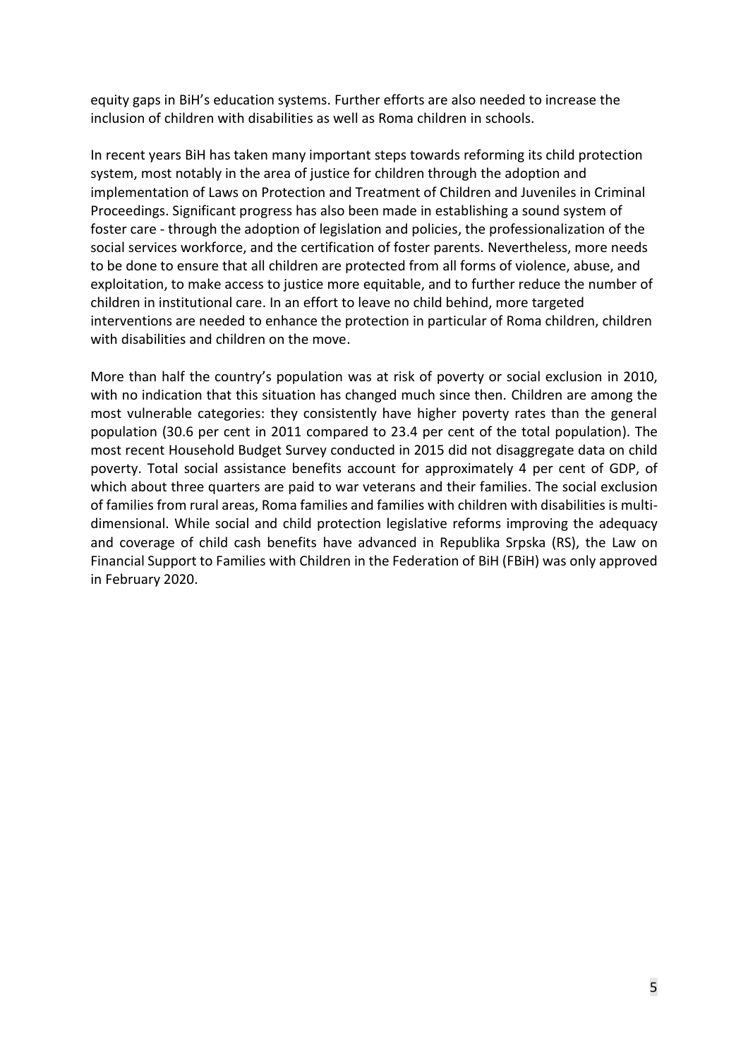equity gaps in BiH's education systems. Further efforts are also needed to increase the inclusion of children with disabilities as well as Roma children in schools.

In recent years BiH has taken many important steps towards reforming its child protection system, most notably in the area of justice for children through the adoption and implementation of Laws on Protection and Treatment of Children and Juveniles in Criminal Proceedings. Significant progress has also been made in establishing a sound system of foster care - through the adoption of legislation and policies, the professionalization of the social services workforce, and the certification of foster parents. Nevertheless, more needs to be done to ensure that all children are protected from all forms of violence, abuse, and exploitation, to make access to justice more equitable, and to further reduce the number of children in institutional care. In an effort to leave no child behind, more targeted interventions are needed to enhance the protection in particular of Roma children, children with disabilities and children on the move.

More than half the country's population was at risk of poverty or social exclusion in 2010, with no indication that this situation has changed much since then. Children are among the most vulnerable categories: they consistently have higher poverty rates than the general population (30.6 per cent in 2011 compared to 23.4 per cent of the total population). The most recent Household Budget Survey conducted in 2015 did not disaggregate data on child poverty. Total social assistance benefits account for approximately 4 per cent of GDP, of which about three quarters are paid to war veterans and their families. The social exclusion of families from rural areas, Roma families and families with children with disabilities is multi-dimensional. While social and child protection legislative reforms improving the adequacy and coverage of child cash benefits have advanced in Republika Srpska (RS), the Law on Financial Support to Families with Children in the Federation of BiH (FBiH) was only approved in February 2020.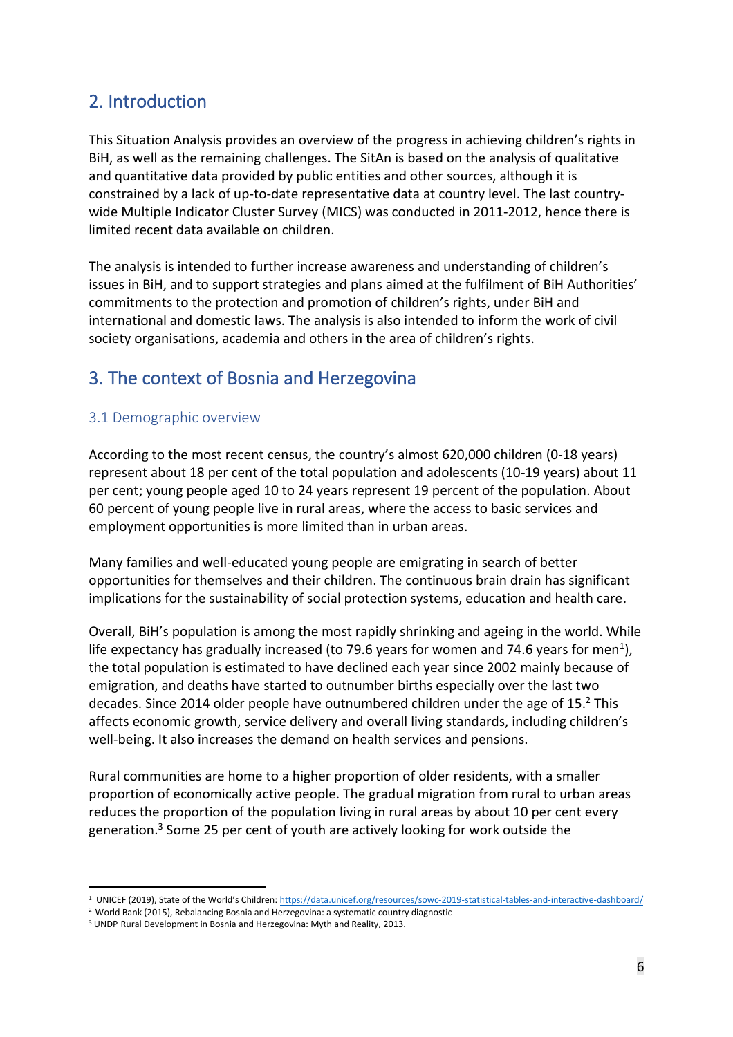## 2. Introduction

This Situation Analysis provides an overview of the progress in achieving children's rights in BiH, as well as the remaining challenges. The SitAn is based on the analysis of qualitative and quantitative data provided by public entities and other sources, although it is constrained by a lack of up-to-date representative data at country level. The last country-wide Multiple Indicator Cluster Survey (MICS) was conducted in 2011-2012, hence there is limited recent data available on children.

The analysis is intended to further increase awareness and understanding of children's issues in BiH, and to support strategies and plans aimed at the fulfilment of BiH Authorities' commitments to the protection and promotion of children's rights, under BiH and international and domestic laws. The analysis is also intended to inform the work of civil society organisations, academia and others in the area of children's rights.

## 3. The context of Bosnia and Herzegovina

### 3.1 Demographic overview

According to the most recent census, the country's almost 620,000 children (0-18 years) represent about 18 per cent of the total population and adolescents (10-19 years) about 11 per cent; young people aged 10 to 24 years represent 19 percent of the population. About 60 percent of young people live in rural areas, where the access to basic services and employment opportunities is more limited than in urban areas.

Many families and well-educated young people are emigrating in search of better opportunities for themselves and their children. The continuous brain drain has significant implications for the sustainability of social protection systems, education and health care.

Overall, BiH's population is among the most rapidly shrinking and ageing in the world. While life expectancy has gradually increased (to 79.6 years for women and 74.6 years for men[1]), the total population is estimated to have declined each year since 2002 mainly because of emigration, and deaths have started to outnumber births especially over the last two decades. Since 2014 older people have outnumbered children under the age of 15.[2] This affects economic growth, service delivery and overall living standards, including children's well-being. It also increases the demand on health services and pensions.

Rural communities are home to a higher proportion of older residents, with a smaller proportion of economically active people. The gradual migration from rural to urban areas reduces the proportion of the population living in rural areas by about 10 per cent every generation.[3] Some 25 per cent of youth are actively looking for work outside the

---

[1] UNICEF (2019), State of the World's Children: https://data.unicef.org/resources/sowc-2019-statistical-tables-and-interactive-dashboard/

[2] World Bank (2015), Rebalancing Bosnia and Herzegovina: a systematic country diagnostic

[3] UNDP Rural Development in Bosnia and Herzegovina: Myth and Reality, 2013.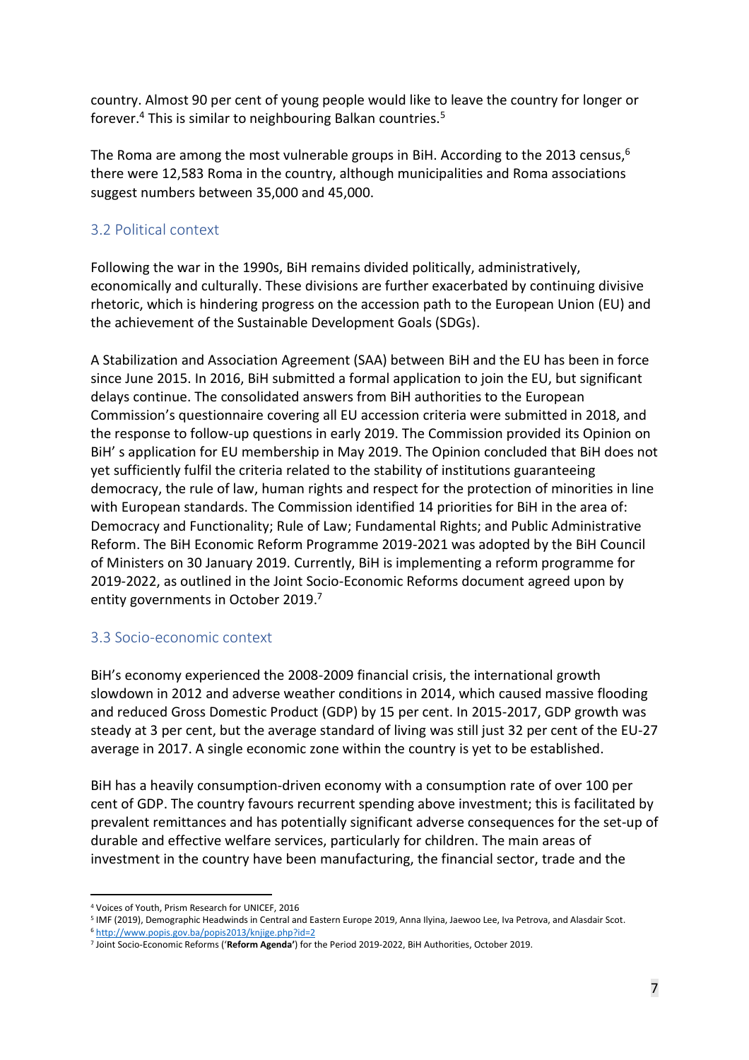country. Almost 90 per cent of young people would like to leave the country for longer or forever.[4] This is similar to neighbouring Balkan countries.[5]

The Roma are among the most vulnerable groups in BiH. According to the 2013 census,[6] there were 12,583 Roma in the country, although municipalities and Roma associations suggest numbers between 35,000 and 45,000.

## 3.2 Political context

Following the war in the 1990s, BiH remains divided politically, administratively, economically and culturally. These divisions are further exacerbated by continuing divisive rhetoric, which is hindering progress on the accession path to the European Union (EU) and the achievement of the Sustainable Development Goals (SDGs).

A Stabilization and Association Agreement (SAA) between BiH and the EU has been in force since June 2015. In 2016, BiH submitted a formal application to join the EU, but significant delays continue. The consolidated answers from BiH authorities to the European Commission's questionnaire covering all EU accession criteria were submitted in 2018, and the response to follow-up questions in early 2019. The Commission provided its Opinion on BiH' s application for EU membership in May 2019. The Opinion concluded that BiH does not yet sufficiently fulfil the criteria related to the stability of institutions guaranteeing democracy, the rule of law, human rights and respect for the protection of minorities in line with European standards. The Commission identified 14 priorities for BiH in the area of: Democracy and Functionality; Rule of Law; Fundamental Rights; and Public Administrative Reform. The BiH Economic Reform Programme 2019-2021 was adopted by the BiH Council of Ministers on 30 January 2019. Currently, BiH is implementing a reform programme for 2019-2022, as outlined in the Joint Socio-Economic Reforms document agreed upon by entity governments in October 2019.[7]

## 3.3 Socio-economic context

BiH's economy experienced the 2008-2009 financial crisis, the international growth slowdown in 2012 and adverse weather conditions in 2014, which caused massive flooding and reduced Gross Domestic Product (GDP) by 15 per cent. In 2015-2017, GDP growth was steady at 3 per cent, but the average standard of living was still just 32 per cent of the EU-27 average in 2017. A single economic zone within the country is yet to be established.

BiH has a heavily consumption-driven economy with a consumption rate of over 100 per cent of GDP. The country favours recurrent spending above investment; this is facilitated by prevalent remittances and has potentially significant adverse consequences for the set-up of durable and effective welfare services, particularly for children. The main areas of investment in the country have been manufacturing, the financial sector, trade and the

---

[4] Voices of Youth, Prism Research for UNICEF, 2016

[5] IMF (2019), Demographic Headwinds in Central and Eastern Europe 2019, Anna Ilyina, Jaewoo Lee, Iva Petrova, and Alasdair Scot.

[6] http://www.popis.gov.ba/popis2013/knjige.php?id=2

[7] Joint Socio-Economic Reforms ('**Reform Agenda**') for the Period 2019-2022, BiH Authorities, October 2019.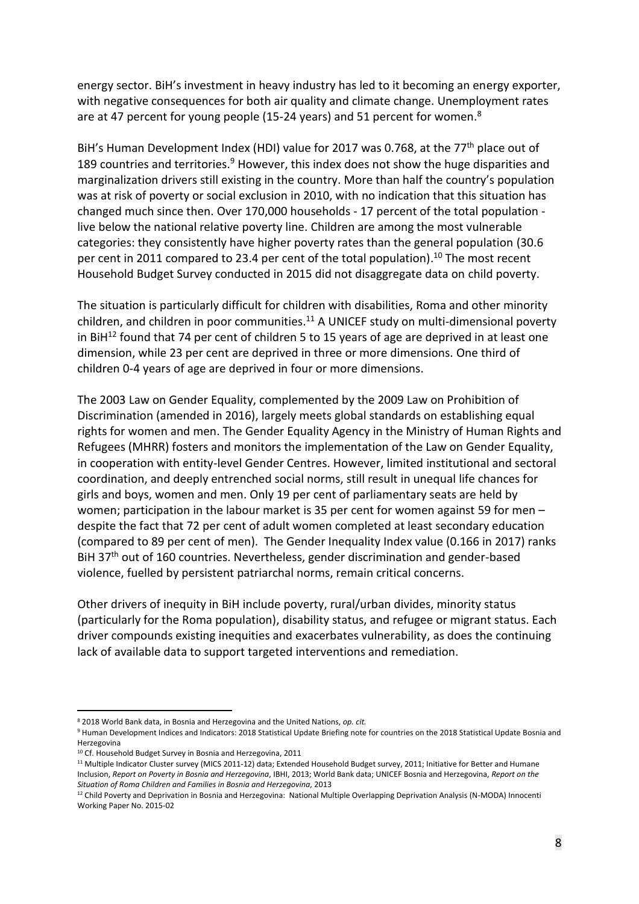energy sector. BiH's investment in heavy industry has led to it becoming an energy exporter, with negative consequences for both air quality and climate change. Unemployment rates are at 47 percent for young people (15-24 years) and 51 percent for women.[8]

BiH's Human Development Index (HDI) value for 2017 was 0.768, at the 77th place out of 189 countries and territories.[9] However, this index does not show the huge disparities and marginalization drivers still existing in the country. More than half the country's population was at risk of poverty or social exclusion in 2010, with no indication that this situation has changed much since then. Over 170,000 households - 17 percent of the total population - live below the national relative poverty line. Children are among the most vulnerable categories: they consistently have higher poverty rates than the general population (30.6 per cent in 2011 compared to 23.4 per cent of the total population).[10] The most recent Household Budget Survey conducted in 2015 did not disaggregate data on child poverty.

The situation is particularly difficult for children with disabilities, Roma and other minority children, and children in poor communities.[11] A UNICEF study on multi-dimensional poverty in BiH[12] found that 74 per cent of children 5 to 15 years of age are deprived in at least one dimension, while 23 per cent are deprived in three or more dimensions. One third of children 0-4 years of age are deprived in four or more dimensions.

The 2003 Law on Gender Equality, complemented by the 2009 Law on Prohibition of Discrimination (amended in 2016), largely meets global standards on establishing equal rights for women and men. The Gender Equality Agency in the Ministry of Human Rights and Refugees (MHRR) fosters and monitors the implementation of the Law on Gender Equality, in cooperation with entity-level Gender Centres. However, limited institutional and sectoral coordination, and deeply entrenched social norms, still result in unequal life chances for girls and boys, women and men. Only 19 per cent of parliamentary seats are held by women; participation in the labour market is 35 per cent for women against 59 for men – despite the fact that 72 per cent of adult women completed at least secondary education (compared to 89 per cent of men). The Gender Inequality Index value (0.166 in 2017) ranks BiH 37th out of 160 countries. Nevertheless, gender discrimination and gender-based violence, fuelled by persistent patriarchal norms, remain critical concerns.

Other drivers of inequity in BiH include poverty, rural/urban divides, minority status (particularly for the Roma population), disability status, and refugee or migrant status. Each driver compounds existing inequities and exacerbates vulnerability, as does the continuing lack of available data to support targeted interventions and remediation.

---

[8] 2018 World Bank data, in Bosnia and Herzegovina and the United Nations, *op. cit.*

[9] Human Development Indices and Indicators: 2018 Statistical Update Briefing note for countries on the 2018 Statistical Update Bosnia and Herzegovina

[10] Cf. Household Budget Survey in Bosnia and Herzegovina, 2011

[11] Multiple Indicator Cluster survey (MICS 2011-12) data; Extended Household Budget survey, 2011; Initiative for Better and Humane Inclusion, *Report on Poverty in Bosnia and Herzegovina*, IBHI, 2013; World Bank data; UNICEF Bosnia and Herzegovina, *Report on the Situation of Roma Children and Families in Bosnia and Herzegovina*, 2013

[12] Child Poverty and Deprivation in Bosnia and Herzegovina: National Multiple Overlapping Deprivation Analysis (N-MODA) Innocenti Working Paper No. 2015-02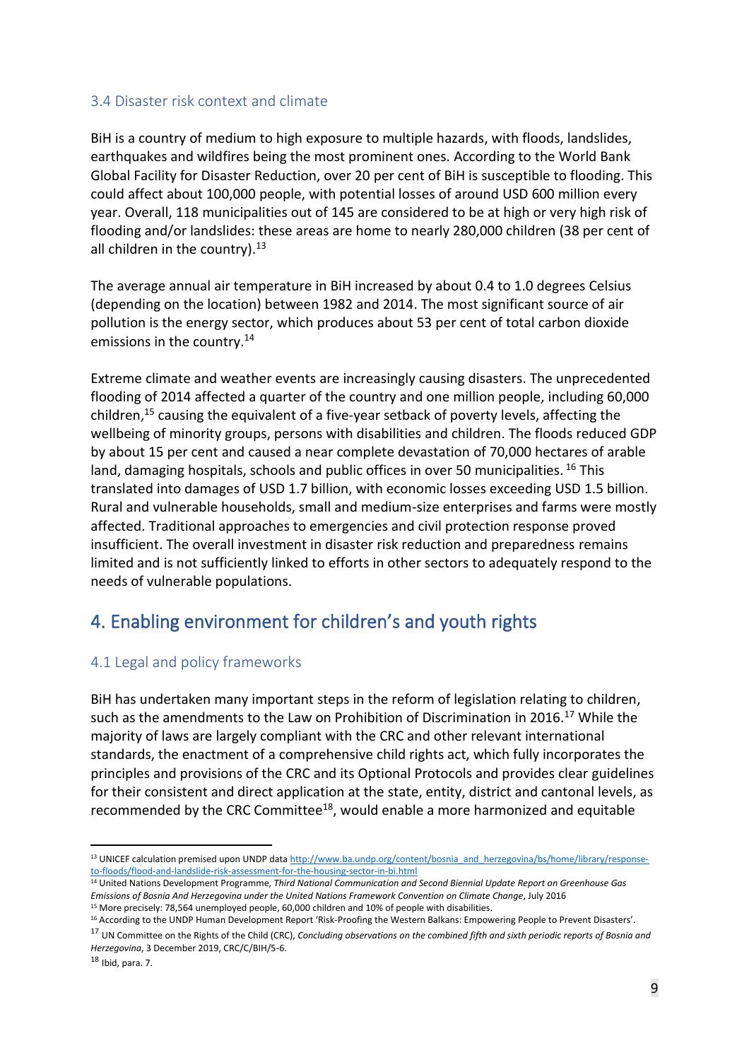### 3.4 Disaster risk context and climate

BiH is a country of medium to high exposure to multiple hazards, with floods, landslides, earthquakes and wildfires being the most prominent ones. According to the World Bank Global Facility for Disaster Reduction, over 20 per cent of BiH is susceptible to flooding. This could affect about 100,000 people, with potential losses of around USD 600 million every year. Overall, 118 municipalities out of 145 are considered to be at high or very high risk of flooding and/or landslides: these areas are home to nearly 280,000 children (38 per cent of all children in the country).[13]

The average annual air temperature in BiH increased by about 0.4 to 1.0 degrees Celsius (depending on the location) between 1982 and 2014. The most significant source of air pollution is the energy sector, which produces about 53 per cent of total carbon dioxide emissions in the country.[14]

Extreme climate and weather events are increasingly causing disasters. The unprecedented flooding of 2014 affected a quarter of the country and one million people, including 60,000 children,[15] causing the equivalent of a five-year setback of poverty levels, affecting the wellbeing of minority groups, persons with disabilities and children. The floods reduced GDP by about 15 per cent and caused a near complete devastation of 70,000 hectares of arable land, damaging hospitals, schools and public offices in over 50 municipalities.[16] This translated into damages of USD 1.7 billion, with economic losses exceeding USD 1.5 billion. Rural and vulnerable households, small and medium-size enterprises and farms were mostly affected. Traditional approaches to emergencies and civil protection response proved insufficient. The overall investment in disaster risk reduction and preparedness remains limited and is not sufficiently linked to efforts in other sectors to adequately respond to the needs of vulnerable populations.

## 4. Enabling environment for children's and youth rights

### 4.1 Legal and policy frameworks

BiH has undertaken many important steps in the reform of legislation relating to children, such as the amendments to the Law on Prohibition of Discrimination in 2016.[17] While the majority of laws are largely compliant with the CRC and other relevant international standards, the enactment of a comprehensive child rights act, which fully incorporates the principles and provisions of the CRC and its Optional Protocols and provides clear guidelines for their consistent and direct application at the state, entity, district and cantonal levels, as recommended by the CRC Committee[18], would enable a more harmonized and equitable

---

[13] UNICEF calculation premised upon UNDP data http://www.ba.undp.org/content/bosnia_and_herzegovina/bs/home/library/response-to-floods/flood-and-landslide-risk-assessment-for-the-housing-sector-in-bi.html

[14] United Nations Development Programme, *Third National Communication and Second Biennial Update Report on Greenhouse Gas Emissions of Bosnia And Herzegovina under the United Nations Framework Convention on Climate Change*, July 2016

[15] More precisely: 78,564 unemployed people, 60,000 children and 10% of people with disabilities.

[16] According to the UNDP Human Development Report 'Risk-Proofing the Western Balkans: Empowering People to Prevent Disasters'.

[17] UN Committee on the Rights of the Child (CRC), *Concluding observations on the combined fifth and sixth periodic reports of Bosnia and Herzegovina*, 3 December 2019, CRC/C/BIH/5-6.

[18] Ibid, para. 7.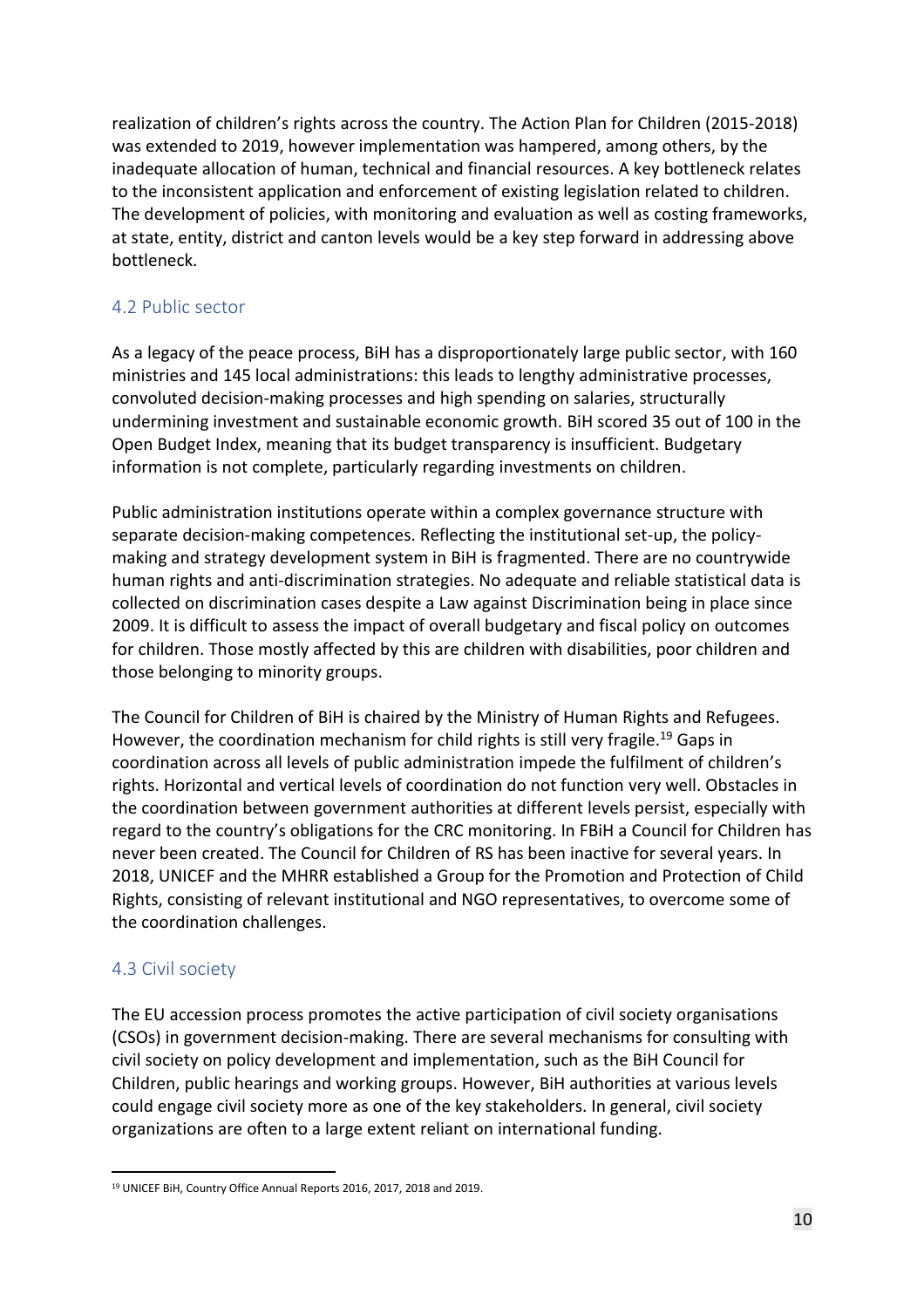realization of children's rights across the country. The Action Plan for Children (2015-2018) was extended to 2019, however implementation was hampered, among others, by the inadequate allocation of human, technical and financial resources. A key bottleneck relates to the inconsistent application and enforcement of existing legislation related to children. The development of policies, with monitoring and evaluation as well as costing frameworks, at state, entity, district and canton levels would be a key step forward in addressing above bottleneck.

## 4.2 Public sector

As a legacy of the peace process, BiH has a disproportionately large public sector, with 160 ministries and 145 local administrations: this leads to lengthy administrative processes, convoluted decision-making processes and high spending on salaries, structurally undermining investment and sustainable economic growth. BiH scored 35 out of 100 in the Open Budget Index, meaning that its budget transparency is insufficient. Budgetary information is not complete, particularly regarding investments on children.

Public administration institutions operate within a complex governance structure with separate decision-making competences. Reflecting the institutional set-up, the policy-making and strategy development system in BiH is fragmented. There are no countrywide human rights and anti-discrimination strategies. No adequate and reliable statistical data is collected on discrimination cases despite a Law against Discrimination being in place since 2009. It is difficult to assess the impact of overall budgetary and fiscal policy on outcomes for children. Those mostly affected by this are children with disabilities, poor children and those belonging to minority groups.

The Council for Children of BiH is chaired by the Ministry of Human Rights and Refugees. However, the coordination mechanism for child rights is still very fragile.[19] Gaps in coordination across all levels of public administration impede the fulfilment of children's rights. Horizontal and vertical levels of coordination do not function very well. Obstacles in the coordination between government authorities at different levels persist, especially with regard to the country's obligations for the CRC monitoring. In FBiH a Council for Children has never been created. The Council for Children of RS has been inactive for several years. In 2018, UNICEF and the MHRR established a Group for the Promotion and Protection of Child Rights, consisting of relevant institutional and NGO representatives, to overcome some of the coordination challenges.

## 4.3 Civil society

The EU accession process promotes the active participation of civil society organisations (CSOs) in government decision-making. There are several mechanisms for consulting with civil society on policy development and implementation, such as the BiH Council for Children, public hearings and working groups. However, BiH authorities at various levels could engage civil society more as one of the key stakeholders. In general, civil society organizations are often to a large extent reliant on international funding.

---

[19] UNICEF BiH, Country Office Annual Reports 2016, 2017, 2018 and 2019.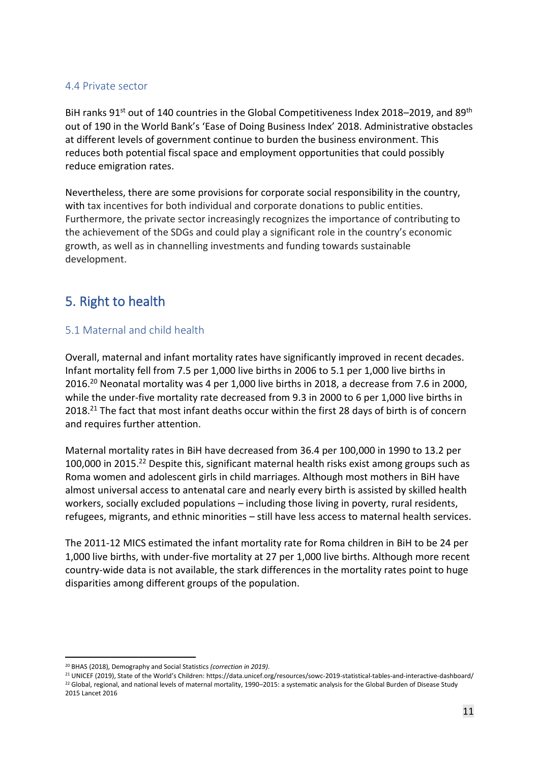### 4.4 Private sector

BiH ranks 91st out of 140 countries in the Global Competitiveness Index 2018–2019, and 89th out of 190 in the World Bank's 'Ease of Doing Business Index' 2018. Administrative obstacles at different levels of government continue to burden the business environment. This reduces both potential fiscal space and employment opportunities that could possibly reduce emigration rates.

Nevertheless, there are some provisions for corporate social responsibility in the country, with tax incentives for both individual and corporate donations to public entities. Furthermore, the private sector increasingly recognizes the importance of contributing to the achievement of the SDGs and could play a significant role in the country's economic growth, as well as in channelling investments and funding towards sustainable development.

## 5. Right to health

### 5.1 Maternal and child health

Overall, maternal and infant mortality rates have significantly improved in recent decades. Infant mortality fell from 7.5 per 1,000 live births in 2006 to 5.1 per 1,000 live births in 2016.[20] Neonatal mortality was 4 per 1,000 live births in 2018, a decrease from 7.6 in 2000, while the under-five mortality rate decreased from 9.3 in 2000 to 6 per 1,000 live births in 2018.[21] The fact that most infant deaths occur within the first 28 days of birth is of concern and requires further attention.

Maternal mortality rates in BiH have decreased from 36.4 per 100,000 in 1990 to 13.2 per 100,000 in 2015.[22] Despite this, significant maternal health risks exist among groups such as Roma women and adolescent girls in child marriages. Although most mothers in BiH have almost universal access to antenatal care and nearly every birth is assisted by skilled health workers, socially excluded populations – including those living in poverty, rural residents, refugees, migrants, and ethnic minorities – still have less access to maternal health services.

The 2011-12 MICS estimated the infant mortality rate for Roma children in BiH to be 24 per 1,000 live births, with under-five mortality at 27 per 1,000 live births. Although more recent country-wide data is not available, the stark differences in the mortality rates point to huge disparities among different groups of the population.

---

[20] BHAS (2018), Demography and Social Statistics *(correction in 2019)*.

[21] UNICEF (2019), State of the World's Children: https://data.unicef.org/resources/sowc-2019-statistical-tables-and-interactive-dashboard/

[22] Global, regional, and national levels of maternal mortality, 1990–2015: a systematic analysis for the Global Burden of Disease Study 2015 Lancet 2016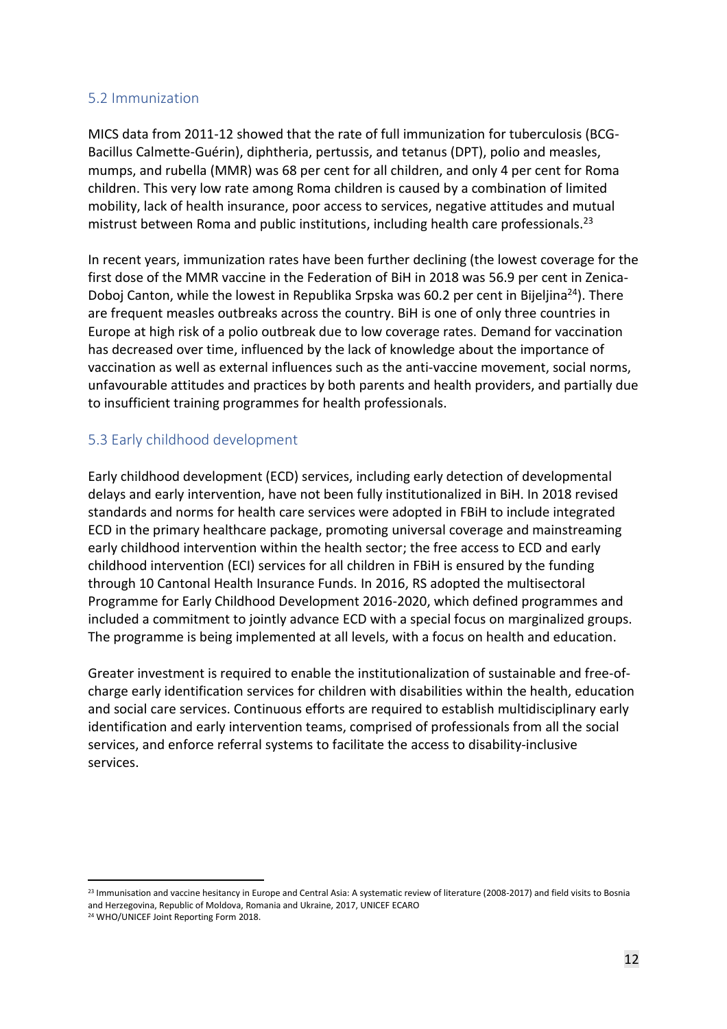## 5.2 Immunization

MICS data from 2011-12 showed that the rate of full immunization for tuberculosis (BCG-Bacillus Calmette-Guérin), diphtheria, pertussis, and tetanus (DPT), polio and measles, mumps, and rubella (MMR) was 68 per cent for all children, and only 4 per cent for Roma children. This very low rate among Roma children is caused by a combination of limited mobility, lack of health insurance, poor access to services, negative attitudes and mutual mistrust between Roma and public institutions, including health care professionals.[23]

In recent years, immunization rates have been further declining (the lowest coverage for the first dose of the MMR vaccine in the Federation of BiH in 2018 was 56.9 per cent in Zenica-Doboj Canton, while the lowest in Republika Srpska was 60.2 per cent in Bijeljina[24]). There are frequent measles outbreaks across the country. BiH is one of only three countries in Europe at high risk of a polio outbreak due to low coverage rates. Demand for vaccination has decreased over time, influenced by the lack of knowledge about the importance of vaccination as well as external influences such as the anti-vaccine movement, social norms, unfavourable attitudes and practices by both parents and health providers, and partially due to insufficient training programmes for health professionals.

## 5.3 Early childhood development

Early childhood development (ECD) services, including early detection of developmental delays and early intervention, have not been fully institutionalized in BiH. In 2018 revised standards and norms for health care services were adopted in FBiH to include integrated ECD in the primary healthcare package, promoting universal coverage and mainstreaming early childhood intervention within the health sector; the free access to ECD and early childhood intervention (ECI) services for all children in FBiH is ensured by the funding through 10 Cantonal Health Insurance Funds. In 2016, RS adopted the multisectoral Programme for Early Childhood Development 2016-2020, which defined programmes and included a commitment to jointly advance ECD with a special focus on marginalized groups. The programme is being implemented at all levels, with a focus on health and education.

Greater investment is required to enable the institutionalization of sustainable and free-of-charge early identification services for children with disabilities within the health, education and social care services. Continuous efforts are required to establish multidisciplinary early identification and early intervention teams, comprised of professionals from all the social services, and enforce referral systems to facilitate the access to disability-inclusive services.

---

[23] Immunisation and vaccine hesitancy in Europe and Central Asia: A systematic review of literature (2008-2017) and field visits to Bosnia and Herzegovina, Republic of Moldova, Romania and Ukraine, 2017, UNICEF ECARO

[24] WHO/UNICEF Joint Reporting Form 2018.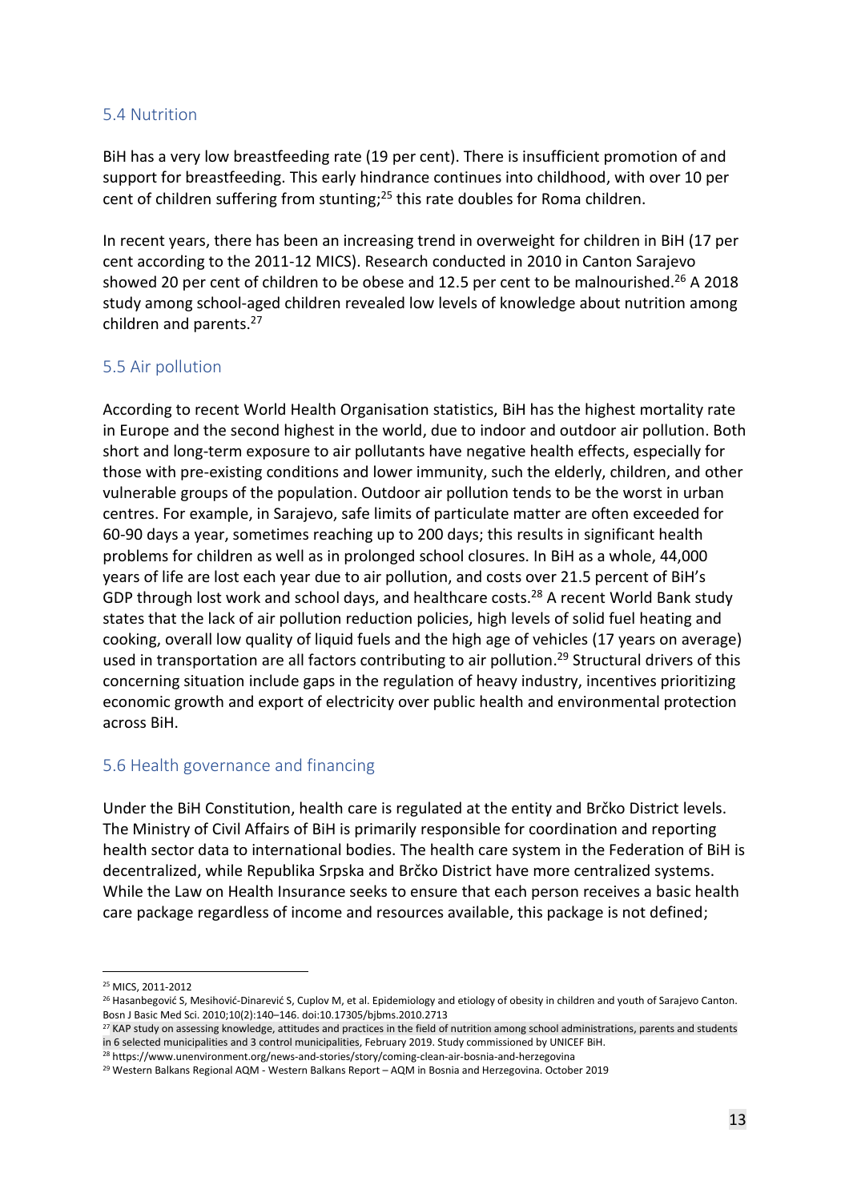## 5.4 Nutrition

BiH has a very low breastfeeding rate (19 per cent). There is insufficient promotion of and support for breastfeeding. This early hindrance continues into childhood, with over 10 per cent of children suffering from stunting;[25] this rate doubles for Roma children.

In recent years, there has been an increasing trend in overweight for children in BiH (17 per cent according to the 2011-12 MICS). Research conducted in 2010 in Canton Sarajevo showed 20 per cent of children to be obese and 12.5 per cent to be malnourished.[26] A 2018 study among school-aged children revealed low levels of knowledge about nutrition among children and parents.[27]

## 5.5 Air pollution

According to recent World Health Organisation statistics, BiH has the highest mortality rate in Europe and the second highest in the world, due to indoor and outdoor air pollution. Both short and long-term exposure to air pollutants have negative health effects, especially for those with pre-existing conditions and lower immunity, such the elderly, children, and other vulnerable groups of the population. Outdoor air pollution tends to be the worst in urban centres. For example, in Sarajevo, safe limits of particulate matter are often exceeded for 60-90 days a year, sometimes reaching up to 200 days; this results in significant health problems for children as well as in prolonged school closures. In BiH as a whole, 44,000 years of life are lost each year due to air pollution, and costs over 21.5 percent of BiH's GDP through lost work and school days, and healthcare costs.[28] A recent World Bank study states that the lack of air pollution reduction policies, high levels of solid fuel heating and cooking, overall low quality of liquid fuels and the high age of vehicles (17 years on average) used in transportation are all factors contributing to air pollution.[29] Structural drivers of this concerning situation include gaps in the regulation of heavy industry, incentives prioritizing economic growth and export of electricity over public health and environmental protection across BiH.

## 5.6 Health governance and financing

Under the BiH Constitution, health care is regulated at the entity and Brčko District levels. The Ministry of Civil Affairs of BiH is primarily responsible for coordination and reporting health sector data to international bodies. The health care system in the Federation of BiH is decentralized, while Republika Srpska and Brčko District have more centralized systems. While the Law on Health Insurance seeks to ensure that each person receives a basic health care package regardless of income and resources available, this package is not defined;

---

[25] MICS, 2011-2012

[26] Hasanbegović S, Mesihović-Dinarević S, Cuplov M, et al. Epidemiology and etiology of obesity in children and youth of Sarajevo Canton. Bosn J Basic Med Sci. 2010;10(2):140–146. doi:10.17305/bjbms.2010.2713

[27] KAP study on assessing knowledge, attitudes and practices in the field of nutrition among school administrations, parents and students in 6 selected municipalities and 3 control municipalities, February 2019. Study commissioned by UNICEF BiH.

[28] https://www.unenvironment.org/news-and-stories/story/coming-clean-air-bosnia-and-herzegovina

[29] Western Balkans Regional AQM - Western Balkans Report – AQM in Bosnia and Herzegovina. October 2019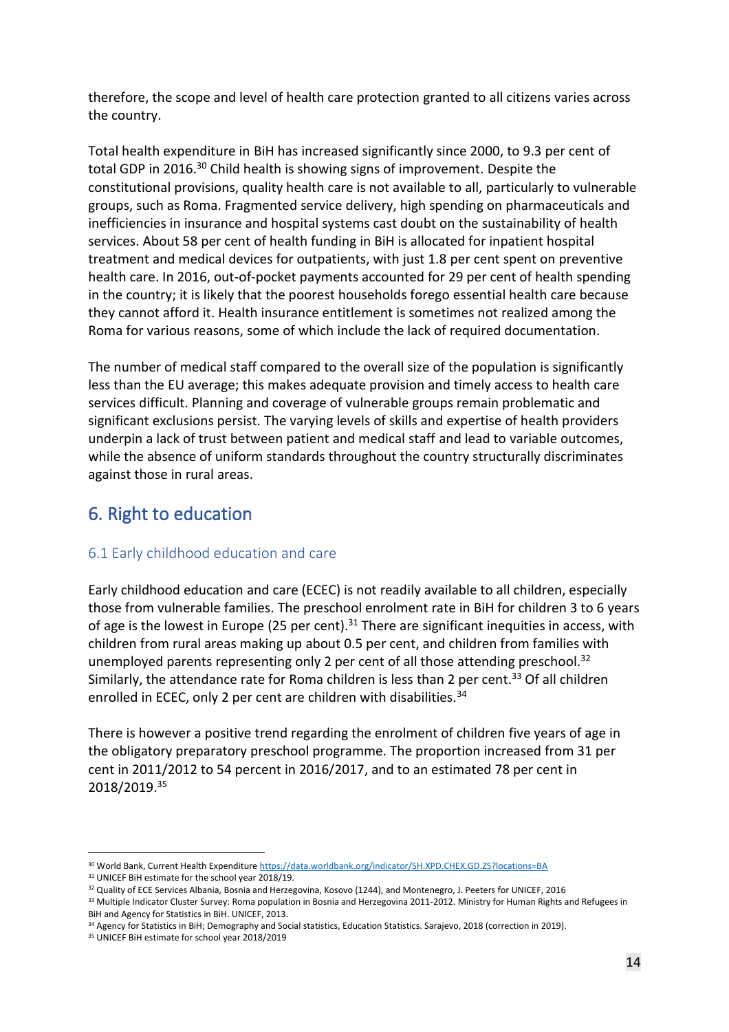therefore, the scope and level of health care protection granted to all citizens varies across the country.

Total health expenditure in BiH has increased significantly since 2000, to 9.3 per cent of total GDP in 2016.[30] Child health is showing signs of improvement. Despite the constitutional provisions, quality health care is not available to all, particularly to vulnerable groups, such as Roma. Fragmented service delivery, high spending on pharmaceuticals and inefficiencies in insurance and hospital systems cast doubt on the sustainability of health services. About 58 per cent of health funding in BiH is allocated for inpatient hospital treatment and medical devices for outpatients, with just 1.8 per cent spent on preventive health care. In 2016, out-of-pocket payments accounted for 29 per cent of health spending in the country; it is likely that the poorest households forego essential health care because they cannot afford it. Health insurance entitlement is sometimes not realized among the Roma for various reasons, some of which include the lack of required documentation.

The number of medical staff compared to the overall size of the population is significantly less than the EU average; this makes adequate provision and timely access to health care services difficult. Planning and coverage of vulnerable groups remain problematic and significant exclusions persist. The varying levels of skills and expertise of health providers underpin a lack of trust between patient and medical staff and lead to variable outcomes, while the absence of uniform standards throughout the country structurally discriminates against those in rural areas.

## 6. Right to education

### 6.1 Early childhood education and care

Early childhood education and care (ECEC) is not readily available to all children, especially those from vulnerable families. The preschool enrolment rate in BiH for children 3 to 6 years of age is the lowest in Europe (25 per cent).[31] There are significant inequities in access, with children from rural areas making up about 0.5 per cent, and children from families with unemployed parents representing only 2 per cent of all those attending preschool.[32] Similarly, the attendance rate for Roma children is less than 2 per cent.[33] Of all children enrolled in ECEC, only 2 per cent are children with disabilities.[34]

There is however a positive trend regarding the enrolment of children five years of age in the obligatory preparatory preschool programme. The proportion increased from 31 per cent in 2011/2012 to 54 percent in 2016/2017, and to an estimated 78 per cent in 2018/2019.[35]

---

[30] World Bank, Current Health Expenditure https://data.worldbank.org/indicator/SH.XPD.CHEX.GD.ZS?locations=BA

[31] UNICEF BiH estimate for the school year 2018/19.

[32] Quality of ECE Services Albania, Bosnia and Herzegovina, Kosovo (1244), and Montenegro, J. Peeters for UNICEF, 2016

[33] Multiple Indicator Cluster Survey: Roma population in Bosnia and Herzegovina 2011-2012. Ministry for Human Rights and Refugees in BiH and Agency for Statistics in BiH. UNICEF, 2013.

[34] Agency for Statistics in BiH; Demography and Social statistics, Education Statistics. Sarajevo, 2018 (correction in 2019).

[35] UNICEF BiH estimate for school year 2018/2019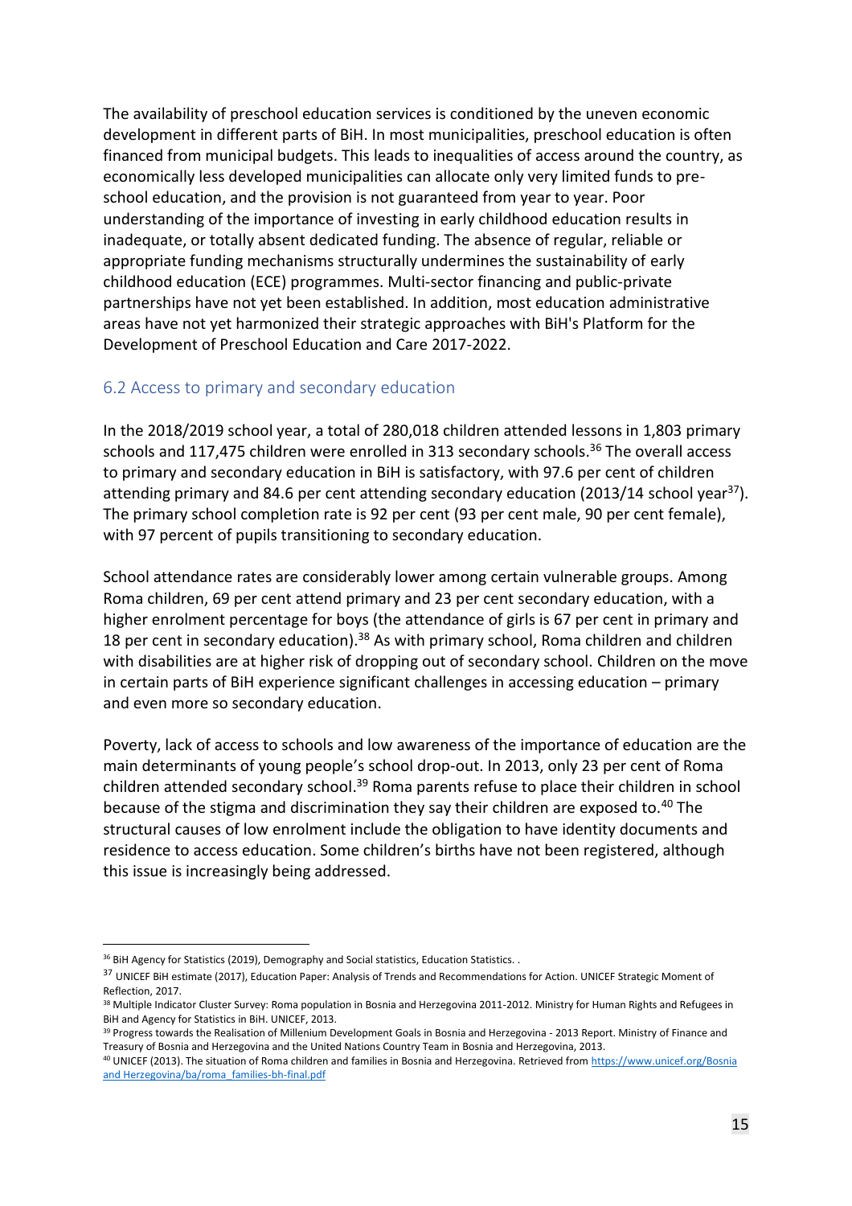The availability of preschool education services is conditioned by the uneven economic development in different parts of BiH. In most municipalities, preschool education is often financed from municipal budgets. This leads to inequalities of access around the country, as economically less developed municipalities can allocate only very limited funds to pre-school education, and the provision is not guaranteed from year to year. Poor understanding of the importance of investing in early childhood education results in inadequate, or totally absent dedicated funding. The absence of regular, reliable or appropriate funding mechanisms structurally undermines the sustainability of early childhood education (ECE) programmes. Multi-sector financing and public-private partnerships have not yet been established. In addition, most education administrative areas have not yet harmonized their strategic approaches with BiH's Platform for the Development of Preschool Education and Care 2017-2022.

## 6.2 Access to primary and secondary education

In the 2018/2019 school year, a total of 280,018 children attended lessons in 1,803 primary schools and 117,475 children were enrolled in 313 secondary schools.[36] The overall access to primary and secondary education in BiH is satisfactory, with 97.6 per cent of children attending primary and 84.6 per cent attending secondary education (2013/14 school year[37]). The primary school completion rate is 92 per cent (93 per cent male, 90 per cent female), with 97 percent of pupils transitioning to secondary education.

School attendance rates are considerably lower among certain vulnerable groups. Among Roma children, 69 per cent attend primary and 23 per cent secondary education, with a higher enrolment percentage for boys (the attendance of girls is 67 per cent in primary and 18 per cent in secondary education).[38] As with primary school, Roma children and children with disabilities are at higher risk of dropping out of secondary school. Children on the move in certain parts of BiH experience significant challenges in accessing education – primary and even more so secondary education.

Poverty, lack of access to schools and low awareness of the importance of education are the main determinants of young people's school drop-out. In 2013, only 23 per cent of Roma children attended secondary school.[39] Roma parents refuse to place their children in school because of the stigma and discrimination they say their children are exposed to.[40] The structural causes of low enrolment include the obligation to have identity documents and residence to access education. Some children's births have not been registered, although this issue is increasingly being addressed.

---

[36] BiH Agency for Statistics (2019), Demography and Social statistics, Education Statistics. .

[37] UNICEF BiH estimate (2017), Education Paper: Analysis of Trends and Recommendations for Action. UNICEF Strategic Moment of Reflection, 2017.

[38] Multiple Indicator Cluster Survey: Roma population in Bosnia and Herzegovina 2011-2012. Ministry for Human Rights and Refugees in BiH and Agency for Statistics in BiH. UNICEF, 2013.

[39] Progress towards the Realisation of Millenium Development Goals in Bosnia and Herzegovina - 2013 Report. Ministry of Finance and Treasury of Bosnia and Herzegovina and the United Nations Country Team in Bosnia and Herzegovina, 2013.

[40] UNICEF (2013). The situation of Roma children and families in Bosnia and Herzegovina. Retrieved from https://www.unicef.org/Bosnia and Herzegovina/ba/roma_families-bh-final.pdf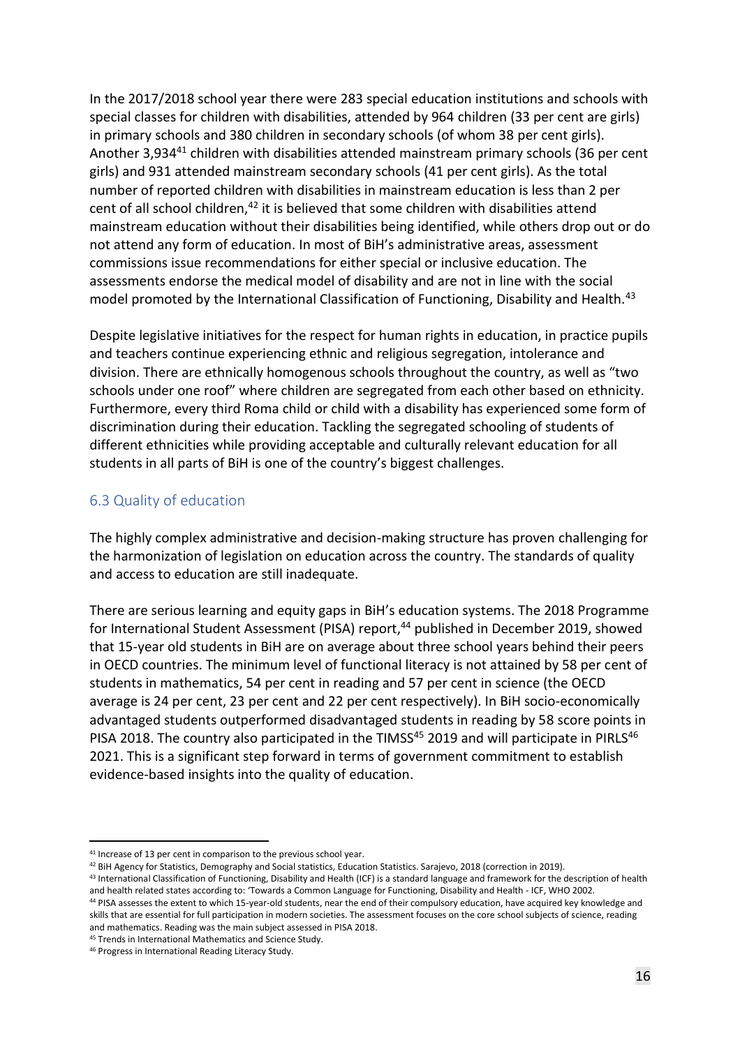In the 2017/2018 school year there were 283 special education institutions and schools with special classes for children with disabilities, attended by 964 children (33 per cent are girls) in primary schools and 380 children in secondary schools (of whom 38 per cent girls). Another 3,934[41] children with disabilities attended mainstream primary schools (36 per cent girls) and 931 attended mainstream secondary schools (41 per cent girls). As the total number of reported children with disabilities in mainstream education is less than 2 per cent of all school children,[42] it is believed that some children with disabilities attend mainstream education without their disabilities being identified, while others drop out or do not attend any form of education. In most of BiH's administrative areas, assessment commissions issue recommendations for either special or inclusive education. The assessments endorse the medical model of disability and are not in line with the social model promoted by the International Classification of Functioning, Disability and Health.[43]

Despite legislative initiatives for the respect for human rights in education, in practice pupils and teachers continue experiencing ethnic and religious segregation, intolerance and division. There are ethnically homogenous schools throughout the country, as well as "two schools under one roof" where children are segregated from each other based on ethnicity. Furthermore, every third Roma child or child with a disability has experienced some form of discrimination during their education. Tackling the segregated schooling of students of different ethnicities while providing acceptable and culturally relevant education for all students in all parts of BiH is one of the country's biggest challenges.

### 6.3 Quality of education

The highly complex administrative and decision-making structure has proven challenging for the harmonization of legislation on education across the country. The standards of quality and access to education are still inadequate.

There are serious learning and equity gaps in BiH's education systems. The 2018 Programme for International Student Assessment (PISA) report,[44] published in December 2019, showed that 15-year old students in BiH are on average about three school years behind their peers in OECD countries. The minimum level of functional literacy is not attained by 58 per cent of students in mathematics, 54 per cent in reading and 57 per cent in science (the OECD average is 24 per cent, 23 per cent and 22 per cent respectively). In BiH socio-economically advantaged students outperformed disadvantaged students in reading by 58 score points in PISA 2018. The country also participated in the TIMSS[45] 2019 and will participate in PIRLS[46] 2021. This is a significant step forward in terms of government commitment to establish evidence-based insights into the quality of education.

---

[41] Increase of 13 per cent in comparison to the previous school year.

[42] BiH Agency for Statistics, Demography and Social statistics, Education Statistics. Sarajevo, 2018 (correction in 2019).

[43] International Classification of Functioning, Disability and Health (ICF) is a standard language and framework for the description of health and health related states according to: 'Towards a Common Language for Functioning, Disability and Health - ICF, WHO 2002.

[44] PISA assesses the extent to which 15-year-old students, near the end of their compulsory education, have acquired key knowledge and skills that are essential for full participation in modern societies. The assessment focuses on the core school subjects of science, reading and mathematics. Reading was the main subject assessed in PISA 2018.

[45] Trends in International Mathematics and Science Study.

[46] Progress in International Reading Literacy Study.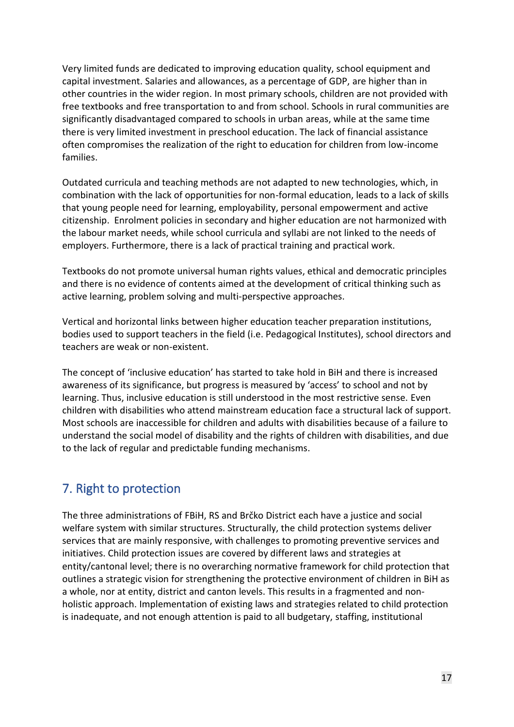Very limited funds are dedicated to improving education quality, school equipment and capital investment. Salaries and allowances, as a percentage of GDP, are higher than in other countries in the wider region. In most primary schools, children are not provided with free textbooks and free transportation to and from school. Schools in rural communities are significantly disadvantaged compared to schools in urban areas, while at the same time there is very limited investment in preschool education. The lack of financial assistance often compromises the realization of the right to education for children from low-income families.

Outdated curricula and teaching methods are not adapted to new technologies, which, in combination with the lack of opportunities for non-formal education, leads to a lack of skills that young people need for learning, employability, personal empowerment and active citizenship. Enrolment policies in secondary and higher education are not harmonized with the labour market needs, while school curricula and syllabi are not linked to the needs of employers. Furthermore, there is a lack of practical training and practical work.

Textbooks do not promote universal human rights values, ethical and democratic principles and there is no evidence of contents aimed at the development of critical thinking such as active learning, problem solving and multi-perspective approaches.

Vertical and horizontal links between higher education teacher preparation institutions, bodies used to support teachers in the field (i.e. Pedagogical Institutes), school directors and teachers are weak or non-existent.

The concept of 'inclusive education' has started to take hold in BiH and there is increased awareness of its significance, but progress is measured by 'access' to school and not by learning. Thus, inclusive education is still understood in the most restrictive sense. Even children with disabilities who attend mainstream education face a structural lack of support. Most schools are inaccessible for children and adults with disabilities because of a failure to understand the social model of disability and the rights of children with disabilities, and due to the lack of regular and predictable funding mechanisms.

## 7. Right to protection

The three administrations of FBiH, RS and Brčko District each have a justice and social welfare system with similar structures. Structurally, the child protection systems deliver services that are mainly responsive, with challenges to promoting preventive services and initiatives. Child protection issues are covered by different laws and strategies at entity/cantonal level; there is no overarching normative framework for child protection that outlines a strategic vision for strengthening the protective environment of children in BiH as a whole, nor at entity, district and canton levels. This results in a fragmented and non-holistic approach. Implementation of existing laws and strategies related to child protection is inadequate, and not enough attention is paid to all budgetary, staffing, institutional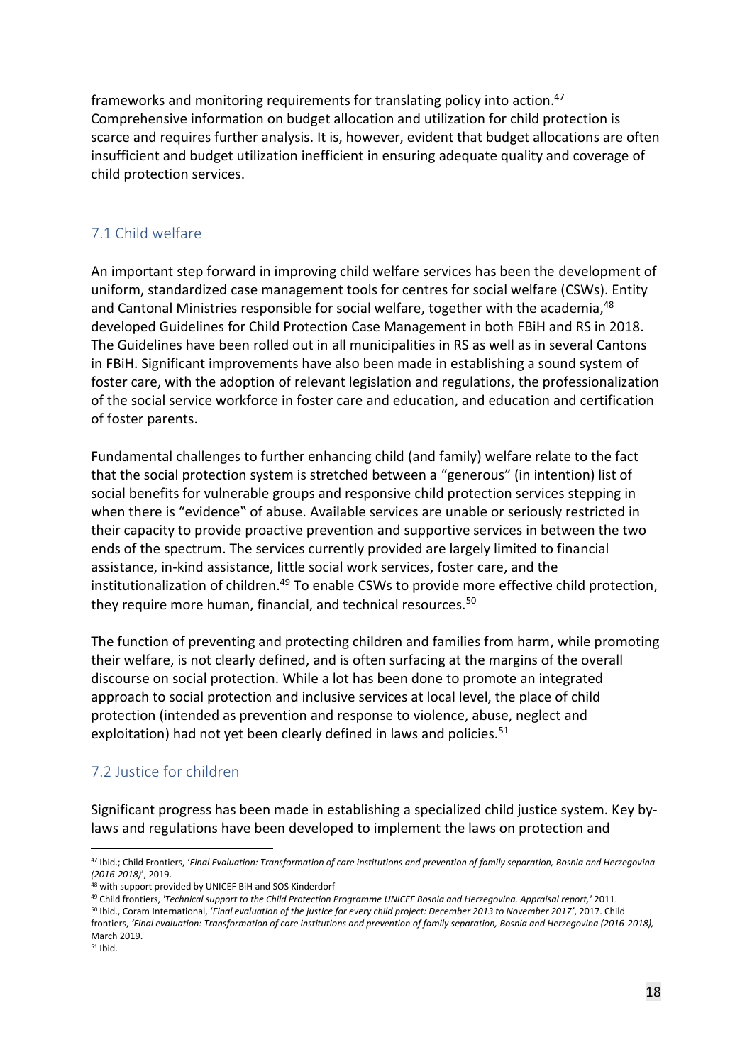frameworks and monitoring requirements for translating policy into action.[47] Comprehensive information on budget allocation and utilization for child protection is scarce and requires further analysis. It is, however, evident that budget allocations are often insufficient and budget utilization inefficient in ensuring adequate quality and coverage of child protection services.

## 7.1 Child welfare

An important step forward in improving child welfare services has been the development of uniform, standardized case management tools for centres for social welfare (CSWs). Entity and Cantonal Ministries responsible for social welfare, together with the academia,[48] developed Guidelines for Child Protection Case Management in both FBiH and RS in 2018. The Guidelines have been rolled out in all municipalities in RS as well as in several Cantons in FBiH. Significant improvements have also been made in establishing a sound system of foster care, with the adoption of relevant legislation and regulations, the professionalization of the social service workforce in foster care and education, and education and certification of foster parents.

Fundamental challenges to further enhancing child (and family) welfare relate to the fact that the social protection system is stretched between a "generous" (in intention) list of social benefits for vulnerable groups and responsive child protection services stepping in when there is "evidence" of abuse. Available services are unable or seriously restricted in their capacity to provide proactive prevention and supportive services in between the two ends of the spectrum. The services currently provided are largely limited to financial assistance, in-kind assistance, little social work services, foster care, and the institutionalization of children.[49] To enable CSWs to provide more effective child protection, they require more human, financial, and technical resources.[50]

The function of preventing and protecting children and families from harm, while promoting their welfare, is not clearly defined, and is often surfacing at the margins of the overall discourse on social protection. While a lot has been done to promote an integrated approach to social protection and inclusive services at local level, the place of child protection (intended as prevention and response to violence, abuse, neglect and exploitation) had not yet been clearly defined in laws and policies.[51]

## 7.2 Justice for children

Significant progress has been made in establishing a specialized child justice system. Key by-laws and regulations have been developed to implement the laws on protection and

---

[47] Ibid.; Child Frontiers, '*Final Evaluation: Transformation of care institutions and prevention of family separation, Bosnia and Herzegovina (2016-2018)*', 2019.

[48] with support provided by UNICEF BiH and SOS Kinderdorf

[49] Child frontiers, '*Technical support to the Child Protection Programme UNICEF Bosnia and Herzegovina. Appraisal report,*' 2011.

[50] Ibid., Coram International, '*Final evaluation of the justice for every child project: December 2013 to November 2017*', 2017. Child frontiers, *'Final evaluation: Transformation of care institutions and prevention of family separation, Bosnia and Herzegovina (2016-2018),* March 2019.

[51] Ibid.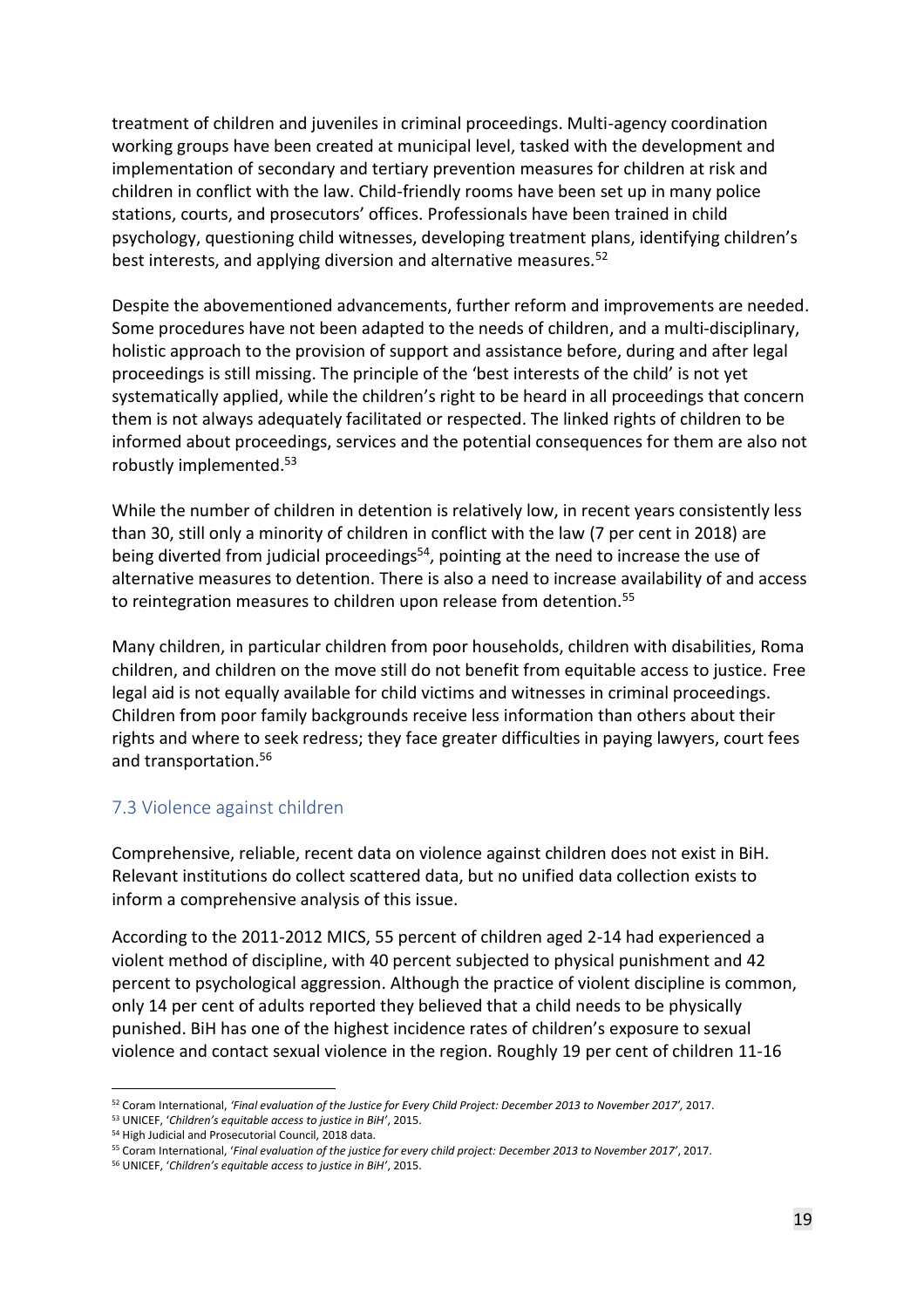treatment of children and juveniles in criminal proceedings. Multi-agency coordination working groups have been created at municipal level, tasked with the development and implementation of secondary and tertiary prevention measures for children at risk and children in conflict with the law. Child-friendly rooms have been set up in many police stations, courts, and prosecutors' offices. Professionals have been trained in child psychology, questioning child witnesses, developing treatment plans, identifying children's best interests, and applying diversion and alternative measures.[52]

Despite the abovementioned advancements, further reform and improvements are needed. Some procedures have not been adapted to the needs of children, and a multi-disciplinary, holistic approach to the provision of support and assistance before, during and after legal proceedings is still missing. The principle of the 'best interests of the child' is not yet systematically applied, while the children's right to be heard in all proceedings that concern them is not always adequately facilitated or respected. The linked rights of children to be informed about proceedings, services and the potential consequences for them are also not robustly implemented.[53]

While the number of children in detention is relatively low, in recent years consistently less than 30, still only a minority of children in conflict with the law (7 per cent in 2018) are being diverted from judicial proceedings[54], pointing at the need to increase the use of alternative measures to detention. There is also a need to increase availability of and access to reintegration measures to children upon release from detention.[55]

Many children, in particular children from poor households, children with disabilities, Roma children, and children on the move still do not benefit from equitable access to justice. Free legal aid is not equally available for child victims and witnesses in criminal proceedings. Children from poor family backgrounds receive less information than others about their rights and where to seek redress; they face greater difficulties in paying lawyers, court fees and transportation.[56]

## 7.3 Violence against children

Comprehensive, reliable, recent data on violence against children does not exist in BiH. Relevant institutions do collect scattered data, but no unified data collection exists to inform a comprehensive analysis of this issue.

According to the 2011-2012 MICS, 55 percent of children aged 2-14 had experienced a violent method of discipline, with 40 percent subjected to physical punishment and 42 percent to psychological aggression. Although the practice of violent discipline is common, only 14 per cent of adults reported they believed that a child needs to be physically punished. BiH has one of the highest incidence rates of children's exposure to sexual violence and contact sexual violence in the region. Roughly 19 per cent of children 11-16

---

[52] Coram International, *'Final evaluation of the Justice for Every Child Project: December 2013 to November 2017'*, 2017.

[53] UNICEF, '*Children's equitable access to justice in BiH*', 2015.

[54] High Judicial and Prosecutorial Council, 2018 data.

[55] Coram International, '*Final evaluation of the justice for every child project: December 2013 to November 2017*', 2017.

[56] UNICEF, '*Children's equitable access to justice in BiH*', 2015.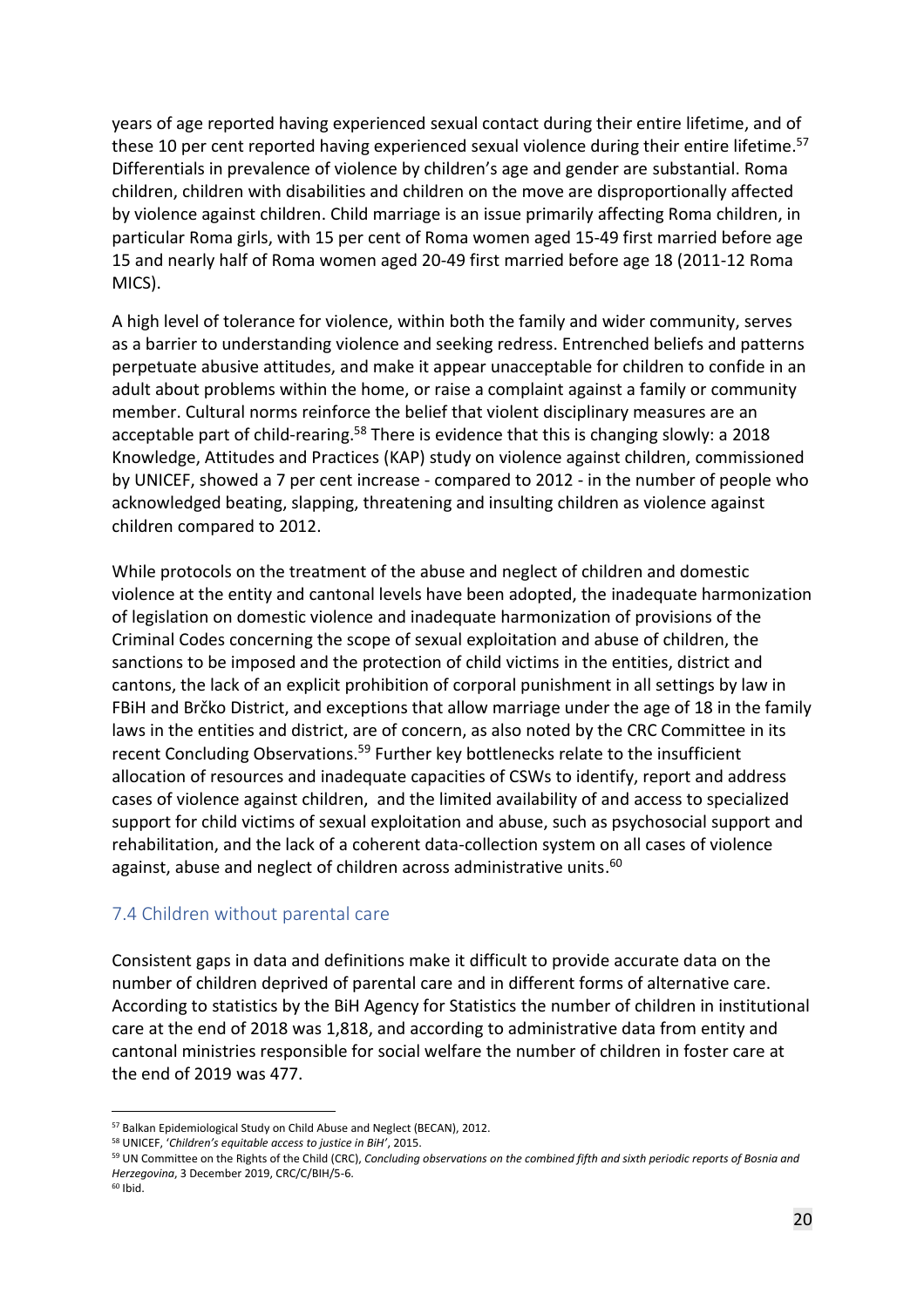years of age reported having experienced sexual contact during their entire lifetime, and of these 10 per cent reported having experienced sexual violence during their entire lifetime.[57] Differentials in prevalence of violence by children's age and gender are substantial. Roma children, children with disabilities and children on the move are disproportionally affected by violence against children. Child marriage is an issue primarily affecting Roma children, in particular Roma girls, with 15 per cent of Roma women aged 15-49 first married before age 15 and nearly half of Roma women aged 20-49 first married before age 18 (2011-12 Roma MICS).

A high level of tolerance for violence, within both the family and wider community, serves as a barrier to understanding violence and seeking redress. Entrenched beliefs and patterns perpetuate abusive attitudes, and make it appear unacceptable for children to confide in an adult about problems within the home, or raise a complaint against a family or community member. Cultural norms reinforce the belief that violent disciplinary measures are an acceptable part of child-rearing.[58] There is evidence that this is changing slowly: a 2018 Knowledge, Attitudes and Practices (KAP) study on violence against children, commissioned by UNICEF, showed a 7 per cent increase - compared to 2012 - in the number of people who acknowledged beating, slapping, threatening and insulting children as violence against children compared to 2012.

While protocols on the treatment of the abuse and neglect of children and domestic violence at the entity and cantonal levels have been adopted, the inadequate harmonization of legislation on domestic violence and inadequate harmonization of provisions of the Criminal Codes concerning the scope of sexual exploitation and abuse of children, the sanctions to be imposed and the protection of child victims in the entities, district and cantons, the lack of an explicit prohibition of corporal punishment in all settings by law in FBiH and Brčko District, and exceptions that allow marriage under the age of 18 in the family laws in the entities and district, are of concern, as also noted by the CRC Committee in its recent Concluding Observations.[59] Further key bottlenecks relate to the insufficient allocation of resources and inadequate capacities of CSWs to identify, report and address cases of violence against children, and the limited availability of and access to specialized support for child victims of sexual exploitation and abuse, such as psychosocial support and rehabilitation, and the lack of a coherent data-collection system on all cases of violence against, abuse and neglect of children across administrative units.[60]

### 7.4 Children without parental care

Consistent gaps in data and definitions make it difficult to provide accurate data on the number of children deprived of parental care and in different forms of alternative care. According to statistics by the BiH Agency for Statistics the number of children in institutional care at the end of 2018 was 1,818, and according to administrative data from entity and cantonal ministries responsible for social welfare the number of children in foster care at the end of 2019 was 477.

---

[57] Balkan Epidemiological Study on Child Abuse and Neglect (BECAN), 2012.

[58] UNICEF, '*Children's equitable access to justice in BiH*', 2015.

[59] UN Committee on the Rights of the Child (CRC), *Concluding observations on the combined fifth and sixth periodic reports of Bosnia and Herzegovina*, 3 December 2019, CRC/C/BIH/5-6.

[60] Ibid.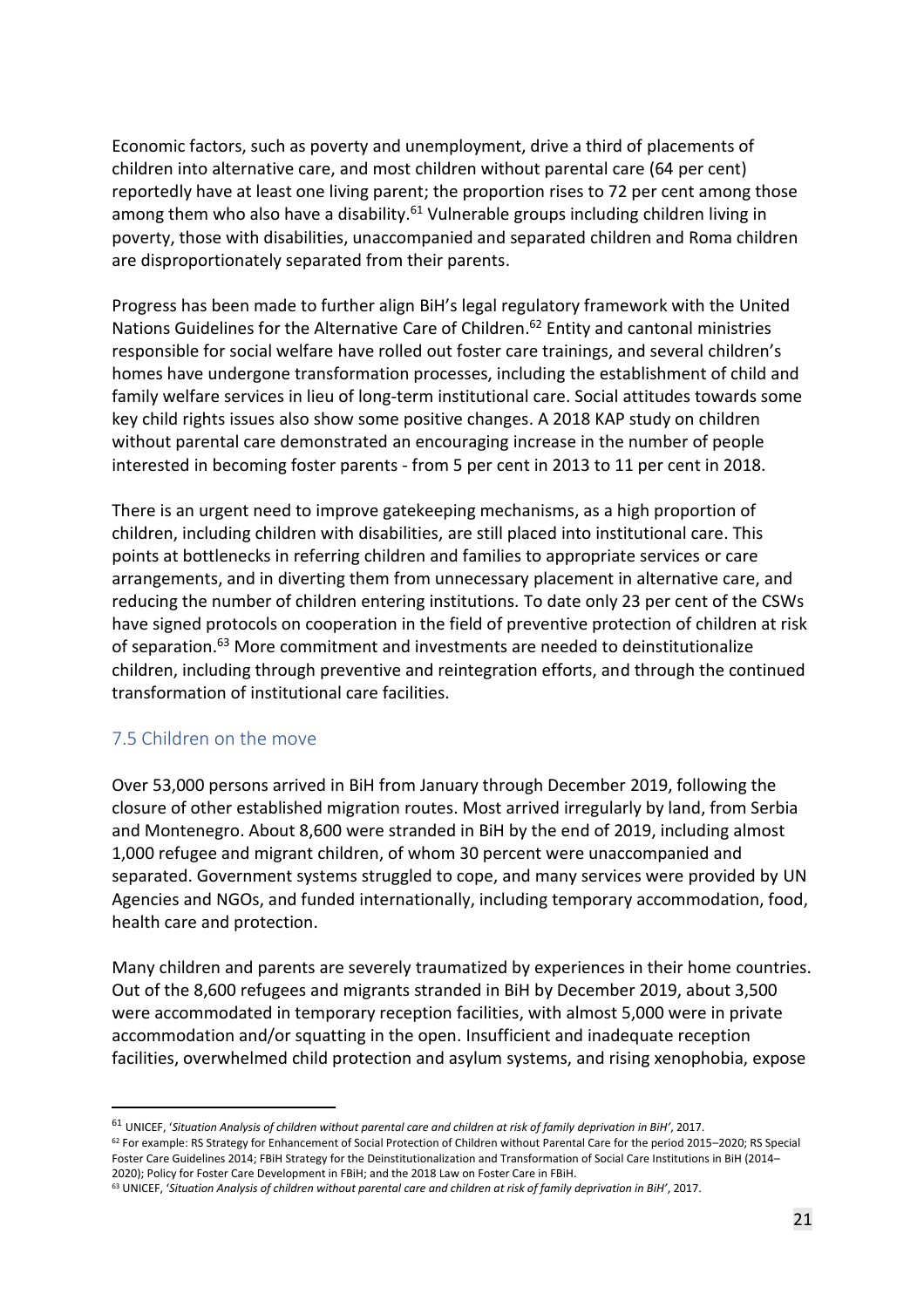Economic factors, such as poverty and unemployment, drive a third of placements of children into alternative care, and most children without parental care (64 per cent) reportedly have at least one living parent; the proportion rises to 72 per cent among those among them who also have a disability.[61] Vulnerable groups including children living in poverty, those with disabilities, unaccompanied and separated children and Roma children are disproportionately separated from their parents.

Progress has been made to further align BiH's legal regulatory framework with the United Nations Guidelines for the Alternative Care of Children.[62] Entity and cantonal ministries responsible for social welfare have rolled out foster care trainings, and several children's homes have undergone transformation processes, including the establishment of child and family welfare services in lieu of long-term institutional care. Social attitudes towards some key child rights issues also show some positive changes. A 2018 KAP study on children without parental care demonstrated an encouraging increase in the number of people interested in becoming foster parents - from 5 per cent in 2013 to 11 per cent in 2018.

There is an urgent need to improve gatekeeping mechanisms, as a high proportion of children, including children with disabilities, are still placed into institutional care. This points at bottlenecks in referring children and families to appropriate services or care arrangements, and in diverting them from unnecessary placement in alternative care, and reducing the number of children entering institutions. To date only 23 per cent of the CSWs have signed protocols on cooperation in the field of preventive protection of children at risk of separation.[63] More commitment and investments are needed to deinstitutionalize children, including through preventive and reintegration efforts, and through the continued transformation of institutional care facilities.

## 7.5 Children on the move

Over 53,000 persons arrived in BiH from January through December 2019, following the closure of other established migration routes. Most arrived irregularly by land, from Serbia and Montenegro. About 8,600 were stranded in BiH by the end of 2019, including almost 1,000 refugee and migrant children, of whom 30 percent were unaccompanied and separated. Government systems struggled to cope, and many services were provided by UN Agencies and NGOs, and funded internationally, including temporary accommodation, food, health care and protection.

Many children and parents are severely traumatized by experiences in their home countries. Out of the 8,600 refugees and migrants stranded in BiH by December 2019, about 3,500 were accommodated in temporary reception facilities, with almost 5,000 were in private accommodation and/or squatting in the open. Insufficient and inadequate reception facilities, overwhelmed child protection and asylum systems, and rising xenophobia, expose

---

[61] UNICEF, '*Situation Analysis of children without parental care and children at risk of family deprivation in BiH*', 2017.

[62] For example: RS Strategy for Enhancement of Social Protection of Children without Parental Care for the period 2015–2020; RS Special Foster Care Guidelines 2014; FBiH Strategy for the Deinstitutionalization and Transformation of Social Care Institutions in BiH (2014–2020); Policy for Foster Care Development in FBiH; and the 2018 Law on Foster Care in FBiH.

[63] UNICEF, '*Situation Analysis of children without parental care and children at risk of family deprivation in BiH*', 2017.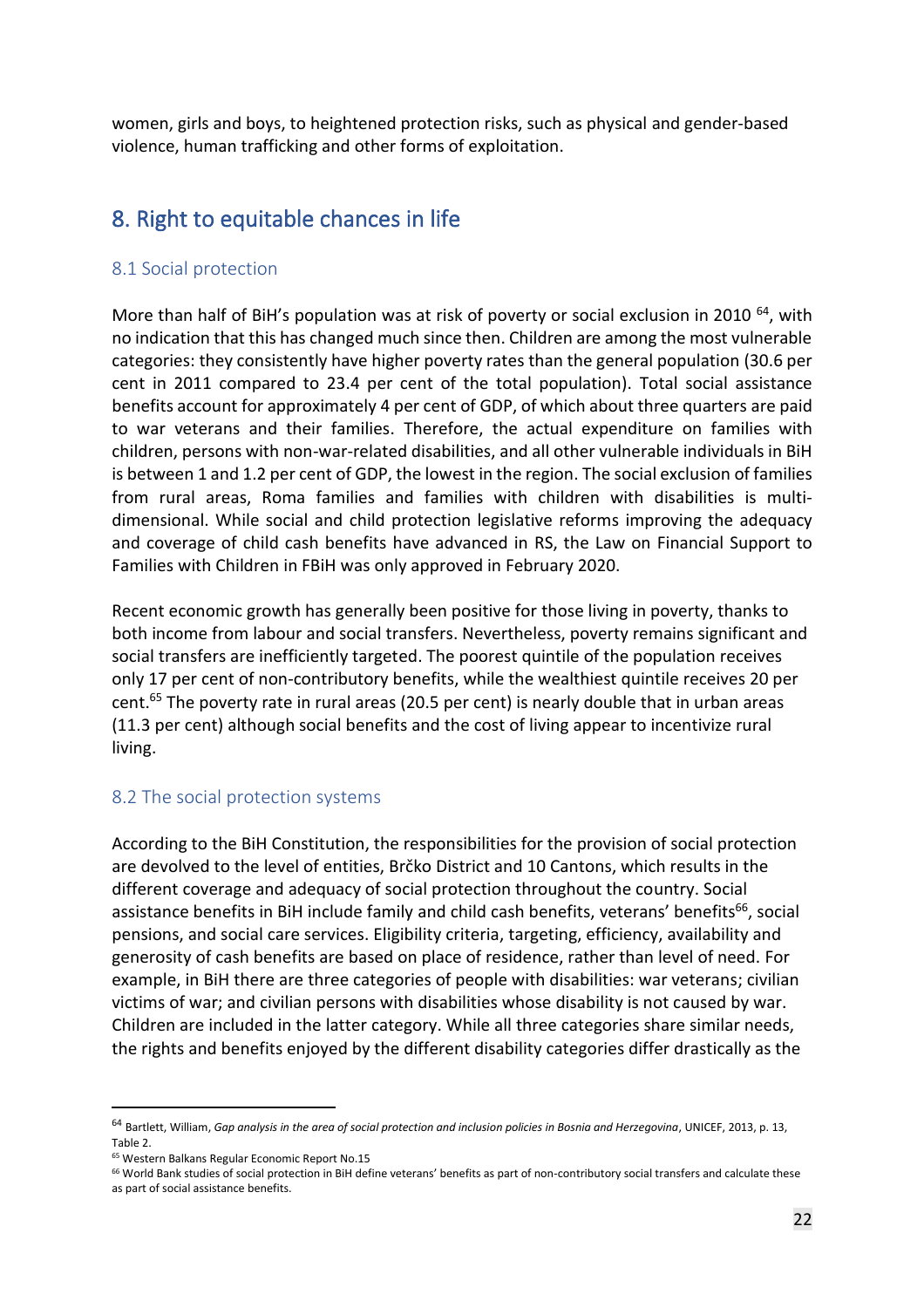women, girls and boys, to heightened protection risks, such as physical and gender-based violence, human trafficking and other forms of exploitation.

## 8. Right to equitable chances in life

### 8.1 Social protection

More than half of BiH's population was at risk of poverty or social exclusion in 2010 [64], with no indication that this has changed much since then. Children are among the most vulnerable categories: they consistently have higher poverty rates than the general population (30.6 per cent in 2011 compared to 23.4 per cent of the total population). Total social assistance benefits account for approximately 4 per cent of GDP, of which about three quarters are paid to war veterans and their families. Therefore, the actual expenditure on families with children, persons with non-war-related disabilities, and all other vulnerable individuals in BiH is between 1 and 1.2 per cent of GDP, the lowest in the region. The social exclusion of families from rural areas, Roma families and families with children with disabilities is multi-dimensional. While social and child protection legislative reforms improving the adequacy and coverage of child cash benefits have advanced in RS, the Law on Financial Support to Families with Children in FBiH was only approved in February 2020.

Recent economic growth has generally been positive for those living in poverty, thanks to both income from labour and social transfers. Nevertheless, poverty remains significant and social transfers are inefficiently targeted. The poorest quintile of the population receives only 17 per cent of non-contributory benefits, while the wealthiest quintile receives 20 per cent.[65] The poverty rate in rural areas (20.5 per cent) is nearly double that in urban areas (11.3 per cent) although social benefits and the cost of living appear to incentivize rural living.

### 8.2 The social protection systems

According to the BiH Constitution, the responsibilities for the provision of social protection are devolved to the level of entities, Brčko District and 10 Cantons, which results in the different coverage and adequacy of social protection throughout the country. Social assistance benefits in BiH include family and child cash benefits, veterans' benefits[66], social pensions, and social care services. Eligibility criteria, targeting, efficiency, availability and generosity of cash benefits are based on place of residence, rather than level of need. For example, in BiH there are three categories of people with disabilities: war veterans; civilian victims of war; and civilian persons with disabilities whose disability is not caused by war. Children are included in the latter category. While all three categories share similar needs, the rights and benefits enjoyed by the different disability categories differ drastically as the

---

[64] Bartlett, William, *Gap analysis in the area of social protection and inclusion policies in Bosnia and Herzegovina*, UNICEF, 2013, p. 13, Table 2.

[65] Western Balkans Regular Economic Report No.15

[66] World Bank studies of social protection in BiH define veterans' benefits as part of non-contributory social transfers and calculate these as part of social assistance benefits.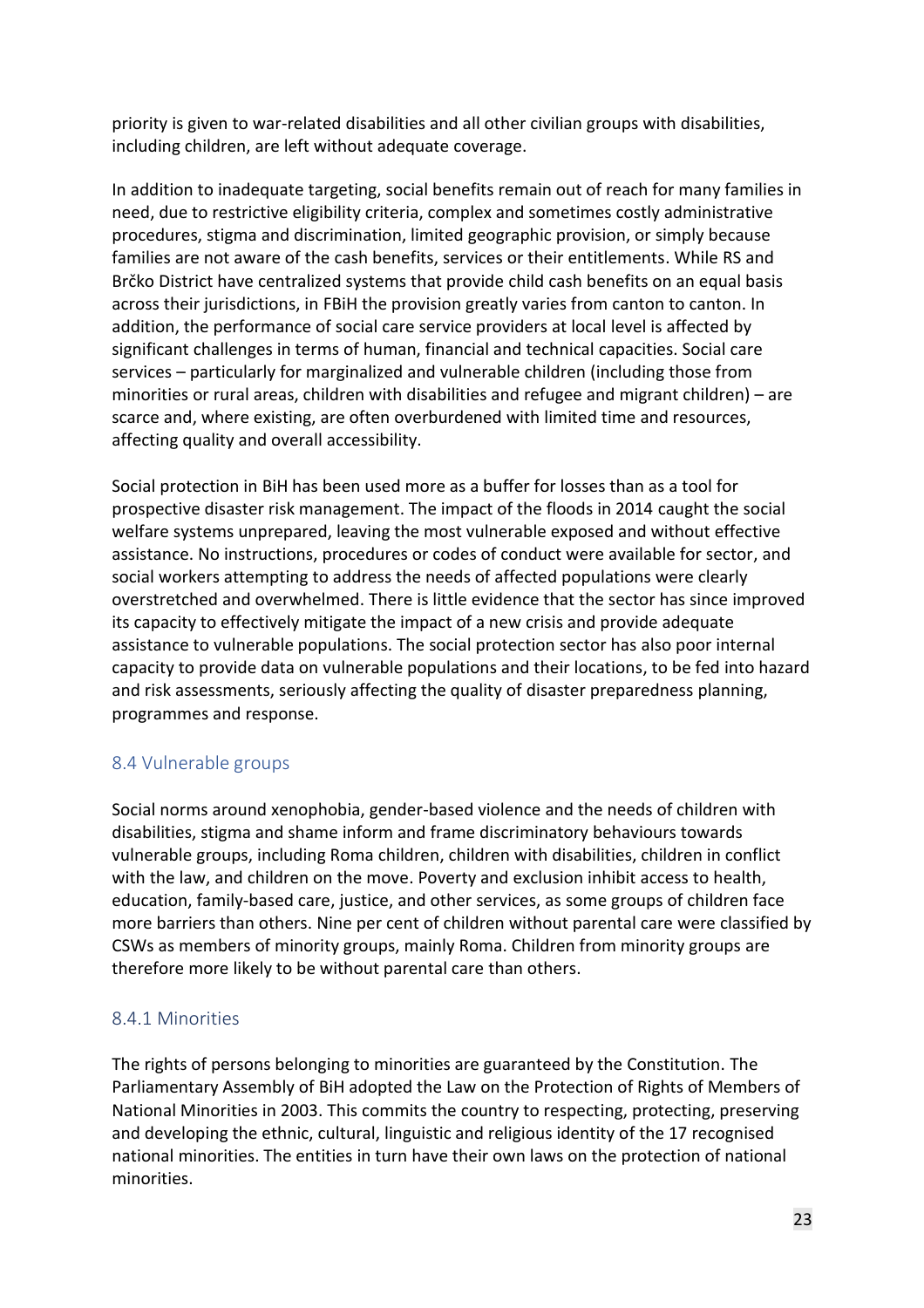priority is given to war-related disabilities and all other civilian groups with disabilities, including children, are left without adequate coverage.

In addition to inadequate targeting, social benefits remain out of reach for many families in need, due to restrictive eligibility criteria, complex and sometimes costly administrative procedures, stigma and discrimination, limited geographic provision, or simply because families are not aware of the cash benefits, services or their entitlements. While RS and Brčko District have centralized systems that provide child cash benefits on an equal basis across their jurisdictions, in FBiH the provision greatly varies from canton to canton. In addition, the performance of social care service providers at local level is affected by significant challenges in terms of human, financial and technical capacities. Social care services – particularly for marginalized and vulnerable children (including those from minorities or rural areas, children with disabilities and refugee and migrant children) – are scarce and, where existing, are often overburdened with limited time and resources, affecting quality and overall accessibility.

Social protection in BiH has been used more as a buffer for losses than as a tool for prospective disaster risk management. The impact of the floods in 2014 caught the social welfare systems unprepared, leaving the most vulnerable exposed and without effective assistance. No instructions, procedures or codes of conduct were available for sector, and social workers attempting to address the needs of affected populations were clearly overstretched and overwhelmed. There is little evidence that the sector has since improved its capacity to effectively mitigate the impact of a new crisis and provide adequate assistance to vulnerable populations. The social protection sector has also poor internal capacity to provide data on vulnerable populations and their locations, to be fed into hazard and risk assessments, seriously affecting the quality of disaster preparedness planning, programmes and response.

### 8.4 Vulnerable groups

Social norms around xenophobia, gender-based violence and the needs of children with disabilities, stigma and shame inform and frame discriminatory behaviours towards vulnerable groups, including Roma children, children with disabilities, children in conflict with the law, and children on the move. Poverty and exclusion inhibit access to health, education, family-based care, justice, and other services, as some groups of children face more barriers than others. Nine per cent of children without parental care were classified by CSWs as members of minority groups, mainly Roma. Children from minority groups are therefore more likely to be without parental care than others.

#### 8.4.1 Minorities

The rights of persons belonging to minorities are guaranteed by the Constitution. The Parliamentary Assembly of BiH adopted the Law on the Protection of Rights of Members of National Minorities in 2003. This commits the country to respecting, protecting, preserving and developing the ethnic, cultural, linguistic and religious identity of the 17 recognised national minorities. The entities in turn have their own laws on the protection of national minorities.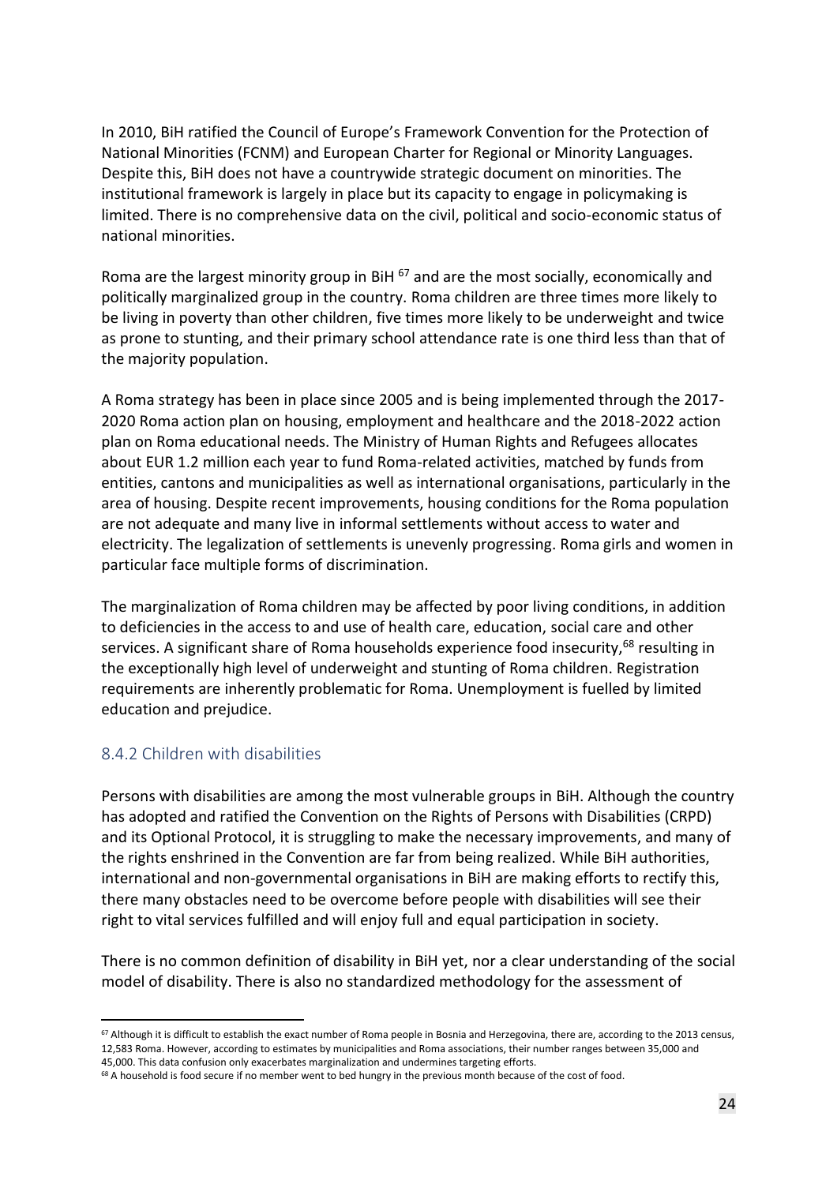In 2010, BiH ratified the Council of Europe's Framework Convention for the Protection of National Minorities (FCNM) and European Charter for Regional or Minority Languages. Despite this, BiH does not have a countrywide strategic document on minorities. The institutional framework is largely in place but its capacity to engage in policymaking is limited. There is no comprehensive data on the civil, political and socio-economic status of national minorities.

Roma are the largest minority group in BiH [67] and are the most socially, economically and politically marginalized group in the country. Roma children are three times more likely to be living in poverty than other children, five times more likely to be underweight and twice as prone to stunting, and their primary school attendance rate is one third less than that of the majority population.

A Roma strategy has been in place since 2005 and is being implemented through the 2017-2020 Roma action plan on housing, employment and healthcare and the 2018-2022 action plan on Roma educational needs. The Ministry of Human Rights and Refugees allocates about EUR 1.2 million each year to fund Roma-related activities, matched by funds from entities, cantons and municipalities as well as international organisations, particularly in the area of housing. Despite recent improvements, housing conditions for the Roma population are not adequate and many live in informal settlements without access to water and electricity. The legalization of settlements is unevenly progressing. Roma girls and women in particular face multiple forms of discrimination.

The marginalization of Roma children may be affected by poor living conditions, in addition to deficiencies in the access to and use of health care, education, social care and other services. A significant share of Roma households experience food insecurity,[68] resulting in the exceptionally high level of underweight and stunting of Roma children. Registration requirements are inherently problematic for Roma. Unemployment is fuelled by limited education and prejudice.

### 8.4.2 Children with disabilities

Persons with disabilities are among the most vulnerable groups in BiH. Although the country has adopted and ratified the Convention on the Rights of Persons with Disabilities (CRPD) and its Optional Protocol, it is struggling to make the necessary improvements, and many of the rights enshrined in the Convention are far from being realized. While BiH authorities, international and non-governmental organisations in BiH are making efforts to rectify this, there many obstacles need to be overcome before people with disabilities will see their right to vital services fulfilled and will enjoy full and equal participation in society.

There is no common definition of disability in BiH yet, nor a clear understanding of the social model of disability. There is also no standardized methodology for the assessment of

---

[67] Although it is difficult to establish the exact number of Roma people in Bosnia and Herzegovina, there are, according to the 2013 census, 12,583 Roma. However, according to estimates by municipalities and Roma associations, their number ranges between 35,000 and 45,000. This data confusion only exacerbates marginalization and undermines targeting efforts.

[68] A household is food secure if no member went to bed hungry in the previous month because of the cost of food.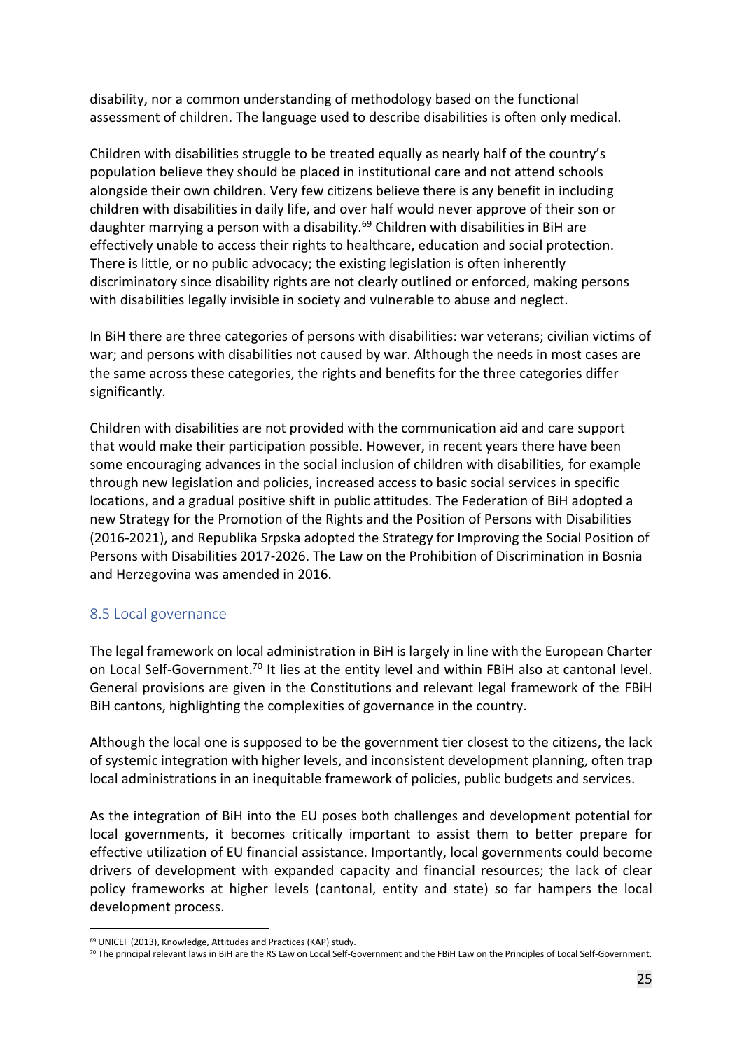disability, nor a common understanding of methodology based on the functional assessment of children. The language used to describe disabilities is often only medical.

Children with disabilities struggle to be treated equally as nearly half of the country's population believe they should be placed in institutional care and not attend schools alongside their own children. Very few citizens believe there is any benefit in including children with disabilities in daily life, and over half would never approve of their son or daughter marrying a person with a disability.[69] Children with disabilities in BiH are effectively unable to access their rights to healthcare, education and social protection. There is little, or no public advocacy; the existing legislation is often inherently discriminatory since disability rights are not clearly outlined or enforced, making persons with disabilities legally invisible in society and vulnerable to abuse and neglect.

In BiH there are three categories of persons with disabilities: war veterans; civilian victims of war; and persons with disabilities not caused by war. Although the needs in most cases are the same across these categories, the rights and benefits for the three categories differ significantly.

Children with disabilities are not provided with the communication aid and care support that would make their participation possible. However, in recent years there have been some encouraging advances in the social inclusion of children with disabilities, for example through new legislation and policies, increased access to basic social services in specific locations, and a gradual positive shift in public attitudes. The Federation of BiH adopted a new Strategy for the Promotion of the Rights and the Position of Persons with Disabilities (2016-2021), and Republika Srpska adopted the Strategy for Improving the Social Position of Persons with Disabilities 2017-2026. The Law on the Prohibition of Discrimination in Bosnia and Herzegovina was amended in 2016.

## 8.5 Local governance

The legal framework on local administration in BiH is largely in line with the European Charter on Local Self-Government.[70] It lies at the entity level and within FBiH also at cantonal level. General provisions are given in the Constitutions and relevant legal framework of the FBiH BiH cantons, highlighting the complexities of governance in the country.

Although the local one is supposed to be the government tier closest to the citizens, the lack of systemic integration with higher levels, and inconsistent development planning, often trap local administrations in an inequitable framework of policies, public budgets and services.

As the integration of BiH into the EU poses both challenges and development potential for local governments, it becomes critically important to assist them to better prepare for effective utilization of EU financial assistance. Importantly, local governments could become drivers of development with expanded capacity and financial resources; the lack of clear policy frameworks at higher levels (cantonal, entity and state) so far hampers the local development process.

---

[69] UNICEF (2013), Knowledge, Attitudes and Practices (KAP) study.

[70] The principal relevant laws in BiH are the RS Law on Local Self-Government and the FBiH Law on the Principles of Local Self-Government.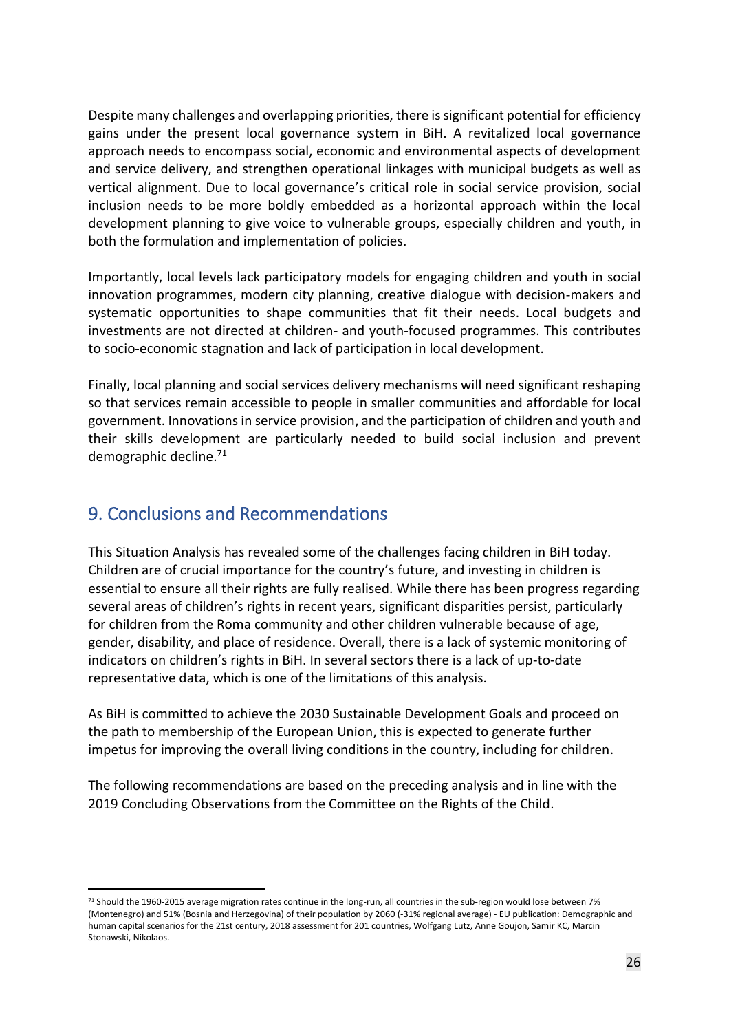Despite many challenges and overlapping priorities, there is significant potential for efficiency gains under the present local governance system in BiH. A revitalized local governance approach needs to encompass social, economic and environmental aspects of development and service delivery, and strengthen operational linkages with municipal budgets as well as vertical alignment. Due to local governance's critical role in social service provision, social inclusion needs to be more boldly embedded as a horizontal approach within the local development planning to give voice to vulnerable groups, especially children and youth, in both the formulation and implementation of policies.

Importantly, local levels lack participatory models for engaging children and youth in social innovation programmes, modern city planning, creative dialogue with decision-makers and systematic opportunities to shape communities that fit their needs. Local budgets and investments are not directed at children- and youth-focused programmes. This contributes to socio-economic stagnation and lack of participation in local development.

Finally, local planning and social services delivery mechanisms will need significant reshaping so that services remain accessible to people in smaller communities and affordable for local government. Innovations in service provision, and the participation of children and youth and their skills development are particularly needed to build social inclusion and prevent demographic decline.[71]

## 9. Conclusions and Recommendations

This Situation Analysis has revealed some of the challenges facing children in BiH today. Children are of crucial importance for the country's future, and investing in children is essential to ensure all their rights are fully realised. While there has been progress regarding several areas of children's rights in recent years, significant disparities persist, particularly for children from the Roma community and other children vulnerable because of age, gender, disability, and place of residence. Overall, there is a lack of systemic monitoring of indicators on children's rights in BiH. In several sectors there is a lack of up-to-date representative data, which is one of the limitations of this analysis.

As BiH is committed to achieve the 2030 Sustainable Development Goals and proceed on the path to membership of the European Union, this is expected to generate further impetus for improving the overall living conditions in the country, including for children.

The following recommendations are based on the preceding analysis and in line with the 2019 Concluding Observations from the Committee on the Rights of the Child.

---

[71] Should the 1960-2015 average migration rates continue in the long-run, all countries in the sub-region would lose between 7% (Montenegro) and 51% (Bosnia and Herzegovina) of their population by 2060 (-31% regional average) - EU publication: Demographic and human capital scenarios for the 21st century, 2018 assessment for 201 countries, Wolfgang Lutz, Anne Goujon, Samir KC, Marcin Stonawski, Nikolaos.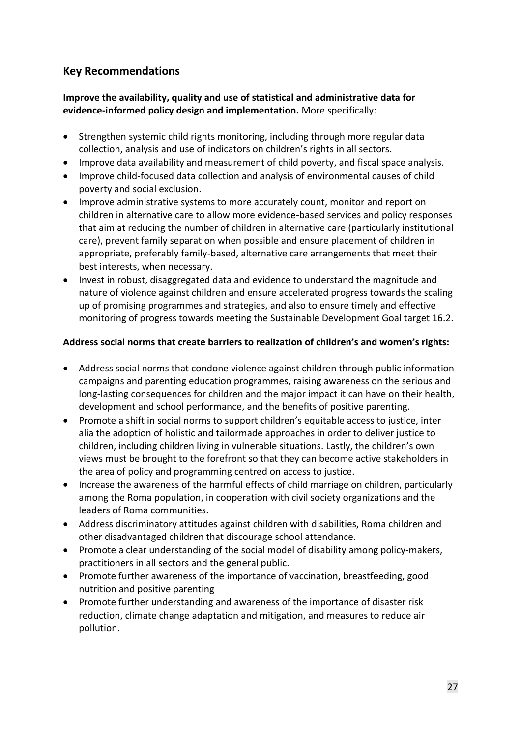## Key Recommendations

**Improve the availability, quality and use of statistical and administrative data for evidence-informed policy design and implementation.** More specifically:

- Strengthen systemic child rights monitoring, including through more regular data collection, analysis and use of indicators on children's rights in all sectors.
- Improve data availability and measurement of child poverty, and fiscal space analysis.
- Improve child-focused data collection and analysis of environmental causes of child poverty and social exclusion.
- Improve administrative systems to more accurately count, monitor and report on children in alternative care to allow more evidence-based services and policy responses that aim at reducing the number of children in alternative care (particularly institutional care), prevent family separation when possible and ensure placement of children in appropriate, preferably family-based, alternative care arrangements that meet their best interests, when necessary.
- Invest in robust, disaggregated data and evidence to understand the magnitude and nature of violence against children and ensure accelerated progress towards the scaling up of promising programmes and strategies, and also to ensure timely and effective monitoring of progress towards meeting the Sustainable Development Goal target 16.2.

**Address social norms that create barriers to realization of children's and women's rights:**

- Address social norms that condone violence against children through public information campaigns and parenting education programmes, raising awareness on the serious and long-lasting consequences for children and the major impact it can have on their health, development and school performance, and the benefits of positive parenting.
- Promote a shift in social norms to support children's equitable access to justice, inter alia the adoption of holistic and tailormade approaches in order to deliver justice to children, including children living in vulnerable situations. Lastly, the children's own views must be brought to the forefront so that they can become active stakeholders in the area of policy and programming centred on access to justice.
- Increase the awareness of the harmful effects of child marriage on children, particularly among the Roma population, in cooperation with civil society organizations and the leaders of Roma communities.
- Address discriminatory attitudes against children with disabilities, Roma children and other disadvantaged children that discourage school attendance.
- Promote a clear understanding of the social model of disability among policy-makers, practitioners in all sectors and the general public.
- Promote further awareness of the importance of vaccination, breastfeeding, good nutrition and positive parenting
- Promote further understanding and awareness of the importance of disaster risk reduction, climate change adaptation and mitigation, and measures to reduce air pollution.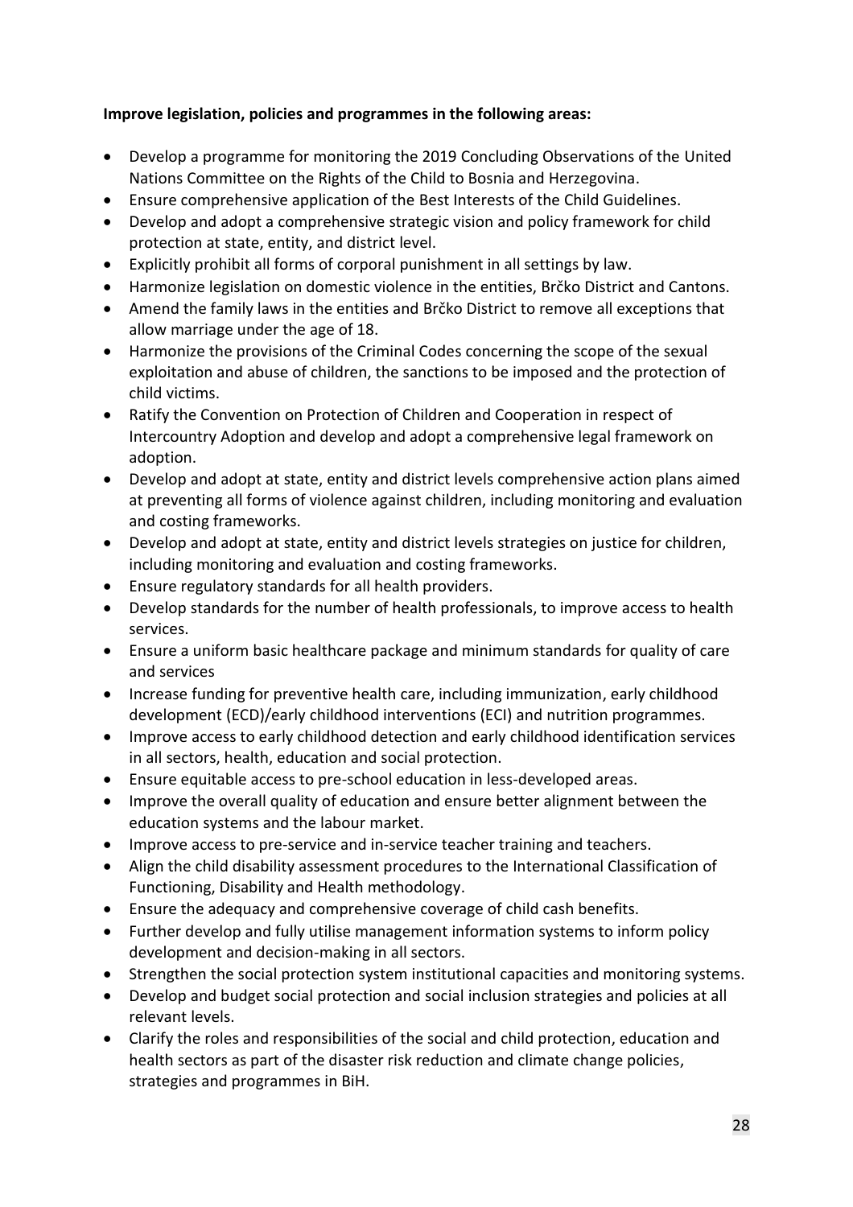**Improve legislation, policies and programmes in the following areas:**

- Develop a programme for monitoring the 2019 Concluding Observations of the United Nations Committee on the Rights of the Child to Bosnia and Herzegovina.
- Ensure comprehensive application of the Best Interests of the Child Guidelines.
- Develop and adopt a comprehensive strategic vision and policy framework for child protection at state, entity, and district level.
- Explicitly prohibit all forms of corporal punishment in all settings by law.
- Harmonize legislation on domestic violence in the entities, Brčko District and Cantons.
- Amend the family laws in the entities and Brčko District to remove all exceptions that allow marriage under the age of 18.
- Harmonize the provisions of the Criminal Codes concerning the scope of the sexual exploitation and abuse of children, the sanctions to be imposed and the protection of child victims.
- Ratify the Convention on Protection of Children and Cooperation in respect of Intercountry Adoption and develop and adopt a comprehensive legal framework on adoption.
- Develop and adopt at state, entity and district levels comprehensive action plans aimed at preventing all forms of violence against children, including monitoring and evaluation and costing frameworks.
- Develop and adopt at state, entity and district levels strategies on justice for children, including monitoring and evaluation and costing frameworks.
- Ensure regulatory standards for all health providers.
- Develop standards for the number of health professionals, to improve access to health services.
- Ensure a uniform basic healthcare package and minimum standards for quality of care and services
- Increase funding for preventive health care, including immunization, early childhood development (ECD)/early childhood interventions (ECI) and nutrition programmes.
- Improve access to early childhood detection and early childhood identification services in all sectors, health, education and social protection.
- Ensure equitable access to pre-school education in less-developed areas.
- Improve the overall quality of education and ensure better alignment between the education systems and the labour market.
- Improve access to pre-service and in-service teacher training and teachers.
- Align the child disability assessment procedures to the International Classification of Functioning, Disability and Health methodology.
- Ensure the adequacy and comprehensive coverage of child cash benefits.
- Further develop and fully utilise management information systems to inform policy development and decision-making in all sectors.
- Strengthen the social protection system institutional capacities and monitoring systems.
- Develop and budget social protection and social inclusion strategies and policies at all relevant levels.
- Clarify the roles and responsibilities of the social and child protection, education and health sectors as part of the disaster risk reduction and climate change policies, strategies and programmes in BiH.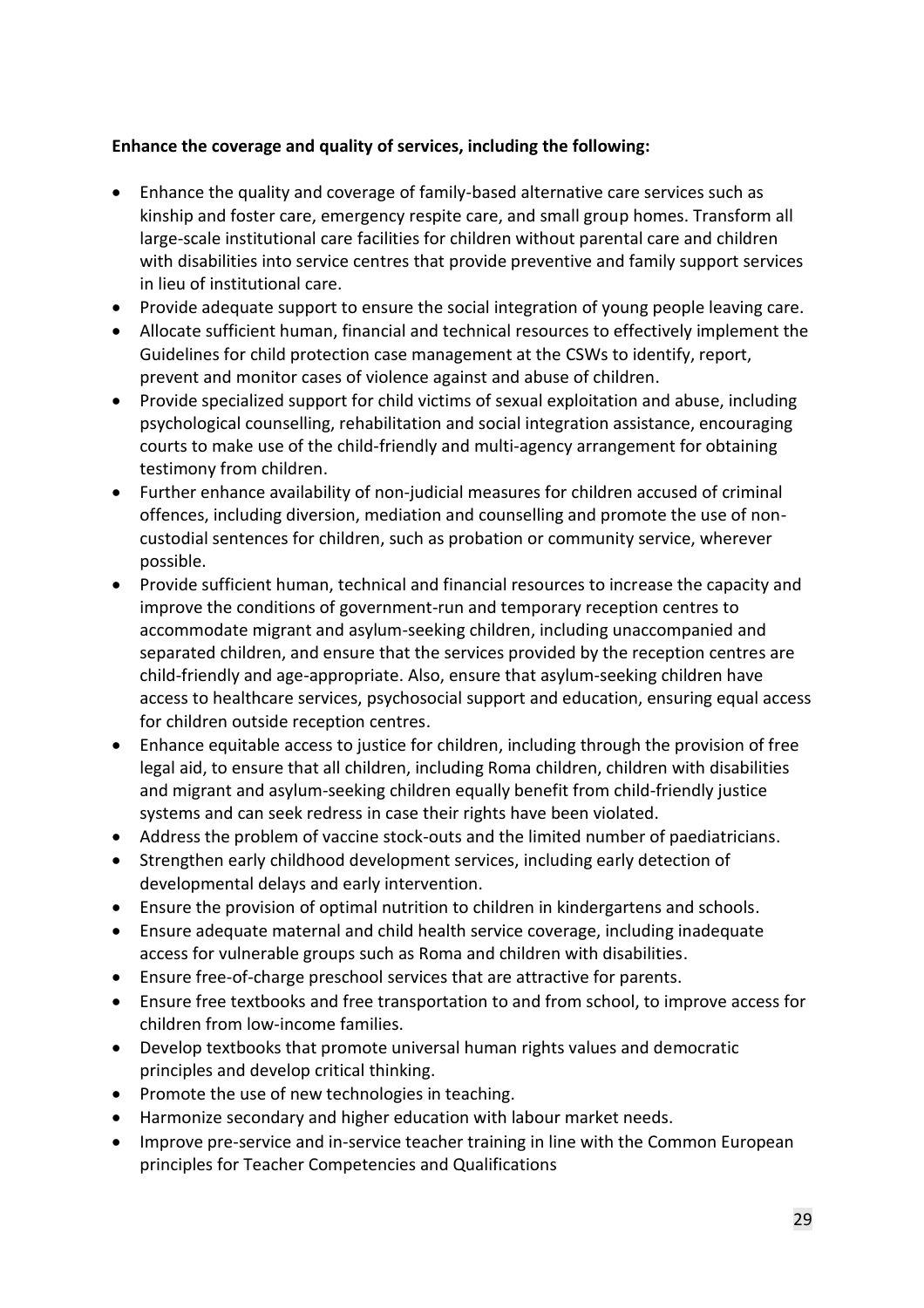**Enhance the coverage and quality of services, including the following:**

- Enhance the quality and coverage of family-based alternative care services such as kinship and foster care, emergency respite care, and small group homes. Transform all large-scale institutional care facilities for children without parental care and children with disabilities into service centres that provide preventive and family support services in lieu of institutional care.
- Provide adequate support to ensure the social integration of young people leaving care.
- Allocate sufficient human, financial and technical resources to effectively implement the Guidelines for child protection case management at the CSWs to identify, report, prevent and monitor cases of violence against and abuse of children.
- Provide specialized support for child victims of sexual exploitation and abuse, including psychological counselling, rehabilitation and social integration assistance, encouraging courts to make use of the child-friendly and multi-agency arrangement for obtaining testimony from children.
- Further enhance availability of non-judicial measures for children accused of criminal offences, including diversion, mediation and counselling and promote the use of non-custodial sentences for children, such as probation or community service, wherever possible.
- Provide sufficient human, technical and financial resources to increase the capacity and improve the conditions of government-run and temporary reception centres to accommodate migrant and asylum-seeking children, including unaccompanied and separated children, and ensure that the services provided by the reception centres are child-friendly and age-appropriate. Also, ensure that asylum-seeking children have access to healthcare services, psychosocial support and education, ensuring equal access for children outside reception centres.
- Enhance equitable access to justice for children, including through the provision of free legal aid, to ensure that all children, including Roma children, children with disabilities and migrant and asylum-seeking children equally benefit from child-friendly justice systems and can seek redress in case their rights have been violated.
- Address the problem of vaccine stock-outs and the limited number of paediatricians.
- Strengthen early childhood development services, including early detection of developmental delays and early intervention.
- Ensure the provision of optimal nutrition to children in kindergartens and schools.
- Ensure adequate maternal and child health service coverage, including inadequate access for vulnerable groups such as Roma and children with disabilities.
- Ensure free-of-charge preschool services that are attractive for parents.
- Ensure free textbooks and free transportation to and from school, to improve access for children from low-income families.
- Develop textbooks that promote universal human rights values and democratic principles and develop critical thinking.
- Promote the use of new technologies in teaching.
- Harmonize secondary and higher education with labour market needs.
- Improve pre-service and in-service teacher training in line with the Common European principles for Teacher Competencies and Qualifications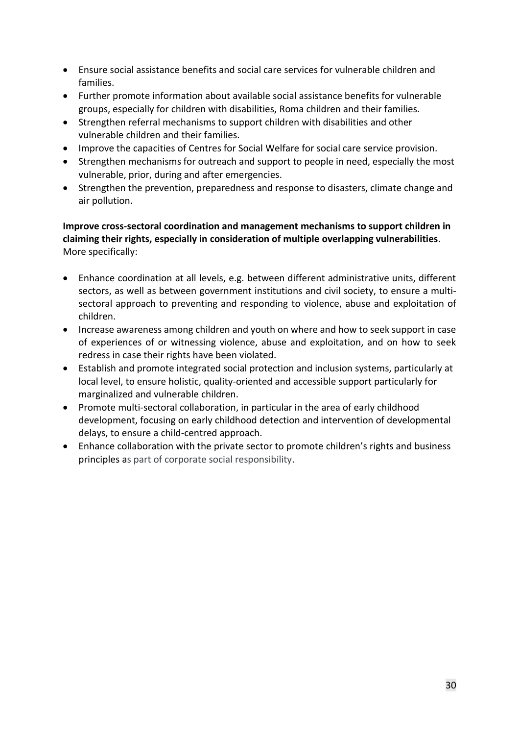- Ensure social assistance benefits and social care services for vulnerable children and families.
- Further promote information about available social assistance benefits for vulnerable groups, especially for children with disabilities, Roma children and their families.
- Strengthen referral mechanisms to support children with disabilities and other vulnerable children and their families.
- Improve the capacities of Centres for Social Welfare for social care service provision.
- Strengthen mechanisms for outreach and support to people in need, especially the most vulnerable, prior, during and after emergencies.
- Strengthen the prevention, preparedness and response to disasters, climate change and air pollution.

**Improve cross-sectoral coordination and management mechanisms to support children in claiming their rights, especially in consideration of multiple overlapping vulnerabilities**. More specifically:

- Enhance coordination at all levels, e.g. between different administrative units, different sectors, as well as between government institutions and civil society, to ensure a multi-sectoral approach to preventing and responding to violence, abuse and exploitation of children.
- Increase awareness among children and youth on where and how to seek support in case of experiences of or witnessing violence, abuse and exploitation, and on how to seek redress in case their rights have been violated.
- Establish and promote integrated social protection and inclusion systems, particularly at local level, to ensure holistic, quality-oriented and accessible support particularly for marginalized and vulnerable children.
- Promote multi-sectoral collaboration, in particular in the area of early childhood development, focusing on early childhood detection and intervention of developmental delays, to ensure a child-centred approach.
- Enhance collaboration with the private sector to promote children's rights and business principles as part of corporate social responsibility.